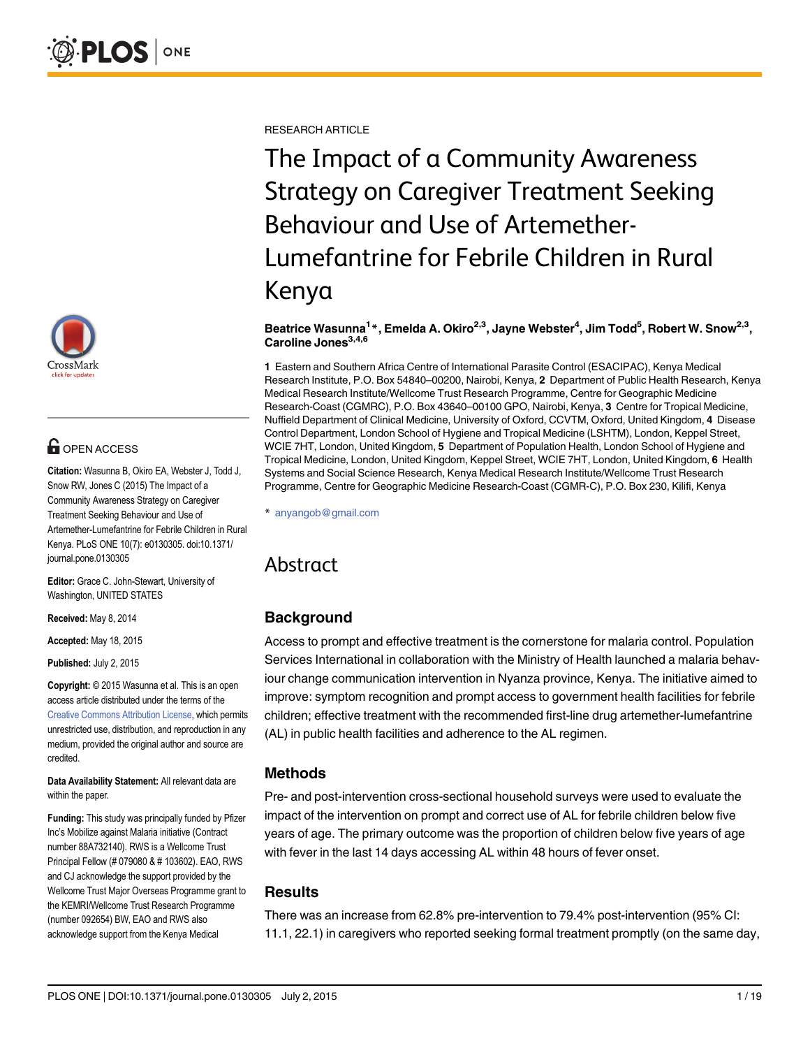RESEARCH ARTICLE

# The Impact of a Community Awareness Strategy on Caregiver Treatment Seeking Behaviour and Use of Artemether-Lumefantrine for Febrile Children in Rural Kenya

**Beatrice Wasunna[1]*, Emelda A. Okiro[2,3], Jayne Webster[4], Jim Todd[5], Robert W. Snow[2,3], Caroline Jones[3,4,6]**

**1** Eastern and Southern Africa Centre of International Parasite Control (ESACIPAC), Kenya Medical Research Institute, P.O. Box 54840–00200, Nairobi, Kenya, **2** Department of Public Health Research, Kenya Medical Research Institute/Wellcome Trust Research Programme, Centre for Geographic Medicine Research-Coast (CGMRC), P.O. Box 43640–00100 GPO, Nairobi, Kenya, **3** Centre for Tropical Medicine, Nuffield Department of Clinical Medicine, University of Oxford, CCVTM, Oxford, United Kingdom, **4** Disease Control Department, London School of Hygiene and Tropical Medicine (LSHTM), London, Keppel Street, WCIE 7HT, London, United Kingdom, **5** Department of Population Health, London School of Hygiene and Tropical Medicine, London, United Kingdom, Keppel Street, WCIE 7HT, London, United Kingdom, **6** Health Systems and Social Science Research, Kenya Medical Research Institute/Wellcome Trust Research Programme, Centre for Geographic Medicine Research-Coast (CGMR-C), P.O. Box 230, Kilifi, Kenya

* anyangob@gmail.com

OPEN ACCESS

**Citation:** Wasunna B, Okiro EA, Webster J, Todd J, Snow RW, Jones C (2015) The Impact of a Community Awareness Strategy on Caregiver Treatment Seeking Behaviour and Use of Artemether-Lumefantrine for Febrile Children in Rural Kenya. PLoS ONE 10(7): e0130305. doi:10.1371/journal.pone.0130305

**Editor:** Grace C. John-Stewart, University of Washington, UNITED STATES

**Received:** May 8, 2014

**Accepted:** May 18, 2015

**Published:** July 2, 2015

**Copyright:** © 2015 Wasunna et al. This is an open access article distributed under the terms of the Creative Commons Attribution License, which permits unrestricted use, distribution, and reproduction in any medium, provided the original author and source are credited.

**Data Availability Statement:** All relevant data are within the paper.

**Funding:** This study was principally funded by Pfizer Inc's Mobilize against Malaria initiative (Contract number 88A732140). RWS is a Wellcome Trust Principal Fellow (# 079080 & # 103602). EAO, RWS and CJ acknowledge the support provided by the Wellcome Trust Major Overseas Programme grant to the KEMRI/Wellcome Trust Research Programme (number 092654) BW, EAO and RWS also acknowledge support from the Kenya Medical

## Abstract

### Background

Access to prompt and effective treatment is the cornerstone for malaria control. Population Services International in collaboration with the Ministry of Health launched a malaria behaviour change communication intervention in Nyanza province, Kenya. The initiative aimed to improve: symptom recognition and prompt access to government health facilities for febrile children; effective treatment with the recommended first-line drug artemether-lumefantrine (AL) in public health facilities and adherence to the AL regimen.

### Methods

Pre- and post-intervention cross-sectional household surveys were used to evaluate the impact of the intervention on prompt and correct use of AL for febrile children below five years of age. The primary outcome was the proportion of children below five years of age with fever in the last 14 days accessing AL within 48 hours of fever onset.

### Results

There was an increase from 62.8% pre-intervention to 79.4% post-intervention (95% CI: 11.1, 22.1) in caregivers who reported seeking formal treatment promptly (on the same day,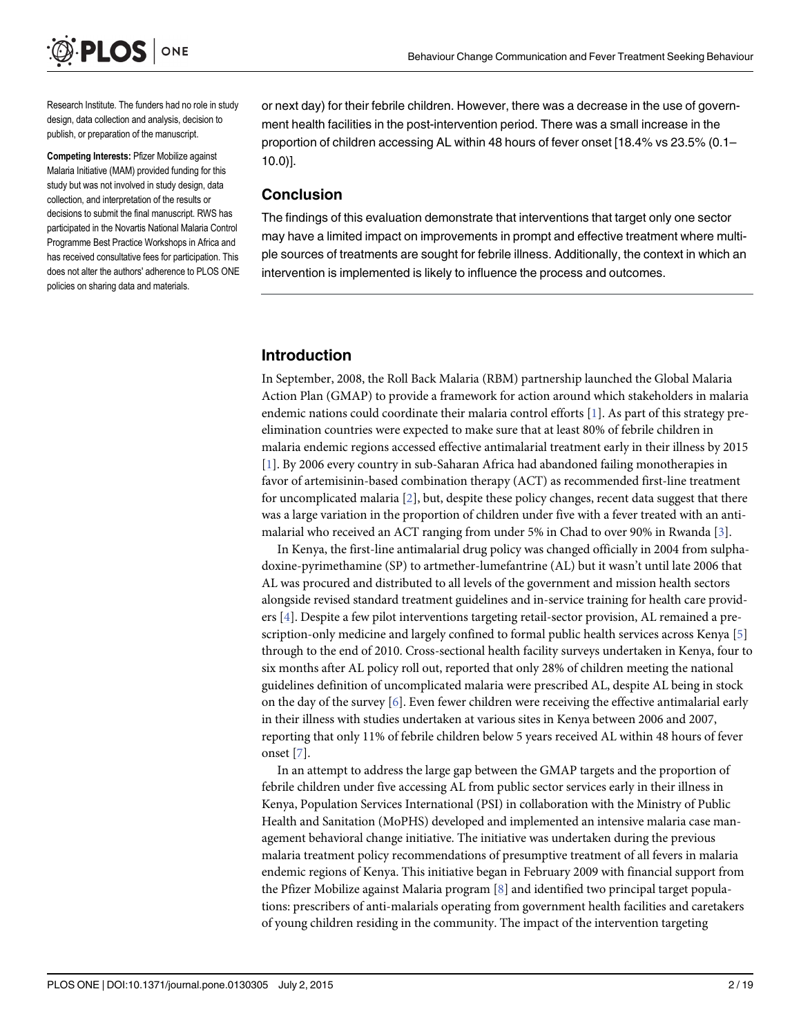Research Institute. The funders had no role in study design, data collection and analysis, decision to publish, or preparation of the manuscript.

**Competing Interests:** Pfizer Mobilize against Malaria Initiative (MAM) provided funding for this study but was not involved in study design, data collection, and interpretation of the results or decisions to submit the final manuscript. RWS has participated in the Novartis National Malaria Control Programme Best Practice Workshops in Africa and has received consultative fees for participation. This does not alter the authors' adherence to PLOS ONE policies on sharing data and materials.

or next day) for their febrile children. However, there was a decrease in the use of government health facilities in the post-intervention period. There was a small increase in the proportion of children accessing AL within 48 hours of fever onset [18.4% vs 23.5% (0.1–10.0)].

## Conclusion

The findings of this evaluation demonstrate that interventions that target only one sector may have a limited impact on improvements in prompt and effective treatment where multiple sources of treatments are sought for febrile illness. Additionally, the context in which an intervention is implemented is likely to influence the process and outcomes.

## Introduction

In September, 2008, the Roll Back Malaria (RBM) partnership launched the Global Malaria Action Plan (GMAP) to provide a framework for action around which stakeholders in malaria endemic nations could coordinate their malaria control efforts [1]. As part of this strategy pre-elimination countries were expected to make sure that at least 80% of febrile children in malaria endemic regions accessed effective antimalarial treatment early in their illness by 2015 [1]. By 2006 every country in sub-Saharan Africa had abandoned failing monotherapies in favor of artemisinin-based combination therapy (ACT) as recommended first-line treatment for uncomplicated malaria [2], but, despite these policy changes, recent data suggest that there was a large variation in the proportion of children under five with a fever treated with an antimalarial who received an ACT ranging from under 5% in Chad to over 90% in Rwanda [3].

In Kenya, the first-line antimalarial drug policy was changed officially in 2004 from sulphadoxine-pyrimethamine (SP) to artmether-lumefantrine (AL) but it wasn't until late 2006 that AL was procured and distributed to all levels of the government and mission health sectors alongside revised standard treatment guidelines and in-service training for health care providers [4]. Despite a few pilot interventions targeting retail-sector provision, AL remained a prescription-only medicine and largely confined to formal public health services across Kenya [5] through to the end of 2010. Cross-sectional health facility surveys undertaken in Kenya, four to six months after AL policy roll out, reported that only 28% of children meeting the national guidelines definition of uncomplicated malaria were prescribed AL, despite AL being in stock on the day of the survey [6]. Even fewer children were receiving the effective antimalarial early in their illness with studies undertaken at various sites in Kenya between 2006 and 2007, reporting that only 11% of febrile children below 5 years received AL within 48 hours of fever onset [7].

In an attempt to address the large gap between the GMAP targets and the proportion of febrile children under five accessing AL from public sector services early in their illness in Kenya, Population Services International (PSI) in collaboration with the Ministry of Public Health and Sanitation (MoPHS) developed and implemented an intensive malaria case management behavioral change initiative. The initiative was undertaken during the previous malaria treatment policy recommendations of presumptive treatment of all fevers in malaria endemic regions of Kenya. This initiative began in February 2009 with financial support from the Pfizer Mobilize against Malaria program [8] and identified two principal target populations: prescribers of anti-malarials operating from government health facilities and caretakers of young children residing in the community. The impact of the intervention targeting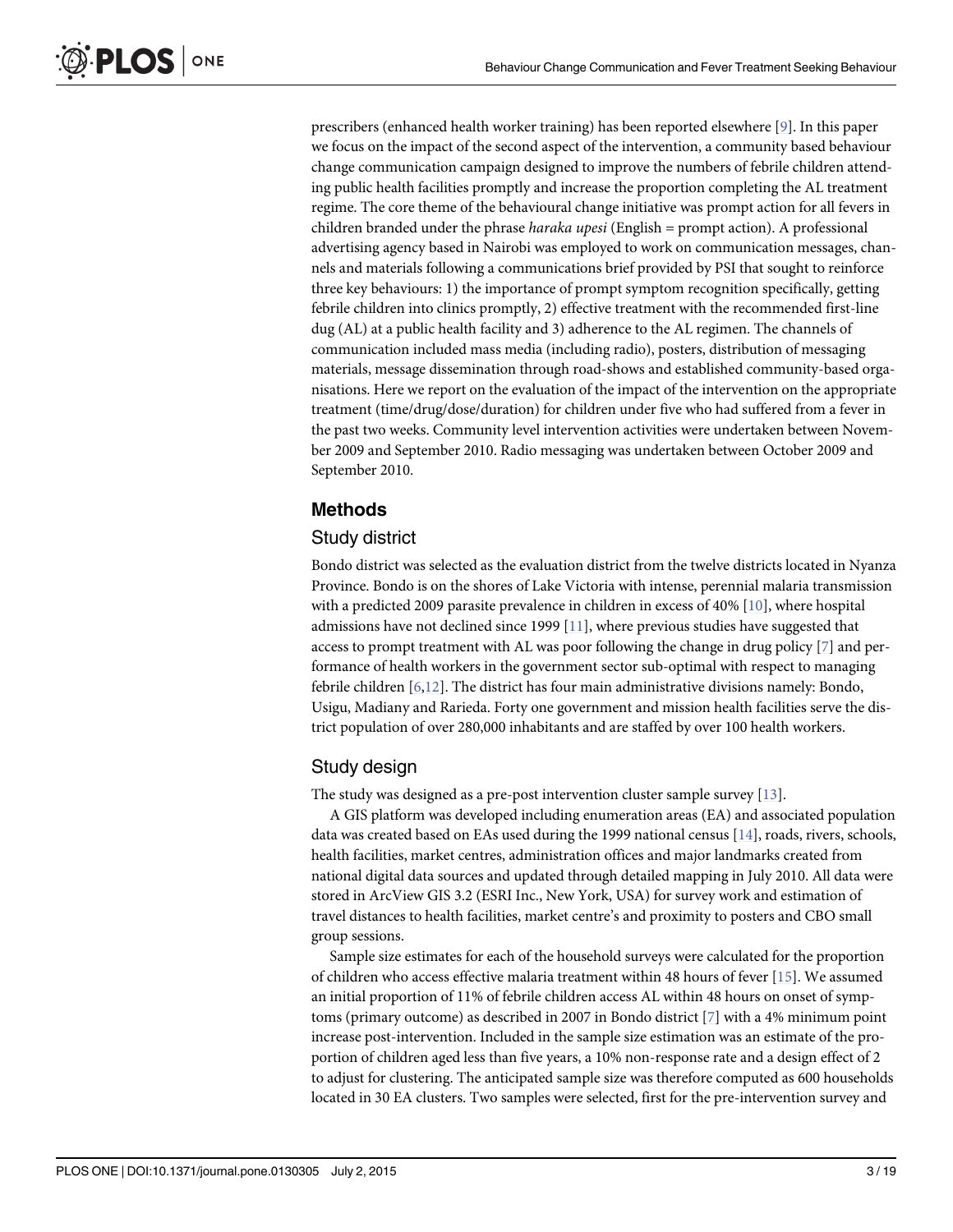prescribers (enhanced health worker training) has been reported elsewhere [9]. In this paper we focus on the impact of the second aspect of the intervention, a community based behaviour change communication campaign designed to improve the numbers of febrile children attending public health facilities promptly and increase the proportion completing the AL treatment regime. The core theme of the behavioural change initiative was prompt action for all fevers in children branded under the phrase *haraka upesi* (English = prompt action). A professional advertising agency based in Nairobi was employed to work on communication messages, channels and materials following a communications brief provided by PSI that sought to reinforce three key behaviours: 1) the importance of prompt symptom recognition specifically, getting febrile children into clinics promptly, 2) effective treatment with the recommended first-line dug (AL) at a public health facility and 3) adherence to the AL regimen. The channels of communication included mass media (including radio), posters, distribution of messaging materials, message dissemination through road-shows and established community-based organisations. Here we report on the evaluation of the impact of the intervention on the appropriate treatment (time/drug/dose/duration) for children under five who had suffered from a fever in the past two weeks. Community level intervention activities were undertaken between November 2009 and September 2010. Radio messaging was undertaken between October 2009 and September 2010.

## Methods

### Study district

Bondo district was selected as the evaluation district from the twelve districts located in Nyanza Province. Bondo is on the shores of Lake Victoria with intense, perennial malaria transmission with a predicted 2009 parasite prevalence in children in excess of 40% [10], where hospital admissions have not declined since 1999 [11], where previous studies have suggested that access to prompt treatment with AL was poor following the change in drug policy [7] and performance of health workers in the government sector sub-optimal with respect to managing febrile children [6,12]. The district has four main administrative divisions namely: Bondo, Usigu, Madiany and Rarieda. Forty one government and mission health facilities serve the district population of over 280,000 inhabitants and are staffed by over 100 health workers.

### Study design

The study was designed as a pre-post intervention cluster sample survey [13].

A GIS platform was developed including enumeration areas (EA) and associated population data was created based on EAs used during the 1999 national census [14], roads, rivers, schools, health facilities, market centres, administration offices and major landmarks created from national digital data sources and updated through detailed mapping in July 2010. All data were stored in ArcView GIS 3.2 (ESRI Inc., New York, USA) for survey work and estimation of travel distances to health facilities, market centre's and proximity to posters and CBO small group sessions.

Sample size estimates for each of the household surveys were calculated for the proportion of children who access effective malaria treatment within 48 hours of fever [15]. We assumed an initial proportion of 11% of febrile children access AL within 48 hours on onset of symptoms (primary outcome) as described in 2007 in Bondo district [7] with a 4% minimum point increase post-intervention. Included in the sample size estimation was an estimate of the proportion of children aged less than five years, a 10% non-response rate and a design effect of 2 to adjust for clustering. The anticipated sample size was therefore computed as 600 households located in 30 EA clusters. Two samples were selected, first for the pre-intervention survey and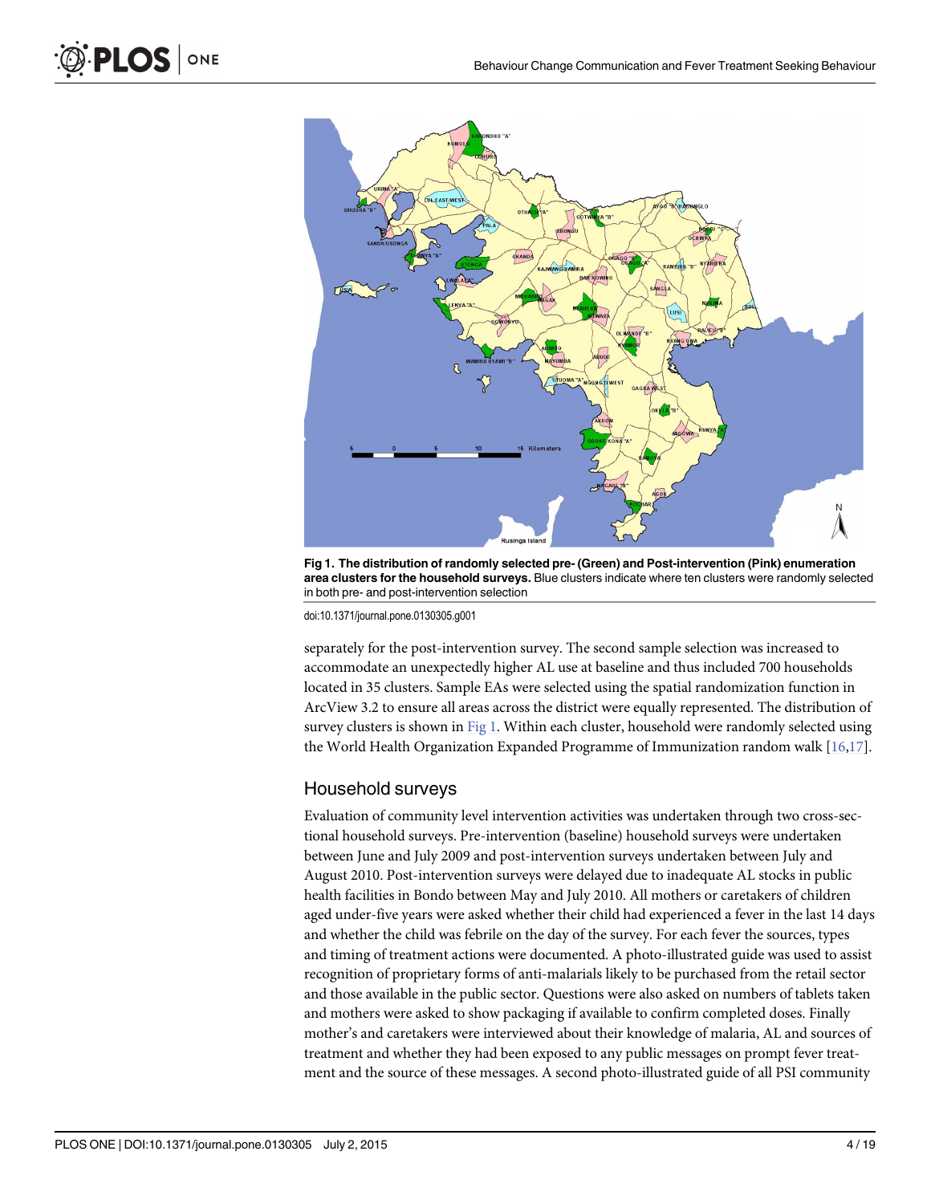Fig 1. The distribution of randomly selected pre- (Green) and Post-intervention (Pink) enumeration area clusters for the household surveys. Blue clusters indicate where ten clusters were randomly selected in both pre- and post-intervention selection

doi:10.1371/journal.pone.0130305.g001

separately for the post-intervention survey. The second sample selection was increased to accommodate an unexpectedly higher AL use at baseline and thus included 700 households located in 35 clusters. Sample EAs were selected using the spatial randomization function in ArcView 3.2 to ensure all areas across the district were equally represented. The distribution of survey clusters is shown in Fig 1. Within each cluster, household were randomly selected using the World Health Organization Expanded Programme of Immunization random walk [16,17].

## Household surveys

Evaluation of community level intervention activities was undertaken through two cross-sectional household surveys. Pre-intervention (baseline) household surveys were undertaken between June and July 2009 and post-intervention surveys undertaken between July and August 2010. Post-intervention surveys were delayed due to inadequate AL stocks in public health facilities in Bondo between May and July 2010. All mothers or caretakers of children aged under-five years were asked whether their child had experienced a fever in the last 14 days and whether the child was febrile on the day of the survey. For each fever the sources, types and timing of treatment actions were documented. A photo-illustrated guide was used to assist recognition of proprietary forms of anti-malarials likely to be purchased from the retail sector and those available in the public sector. Questions were also asked on numbers of tablets taken and mothers were asked to show packaging if available to confirm completed doses. Finally mother's and caretakers were interviewed about their knowledge of malaria, AL and sources of treatment and whether they had been exposed to any public messages on prompt fever treatment and the source of these messages. A second photo-illustrated guide of all PSI community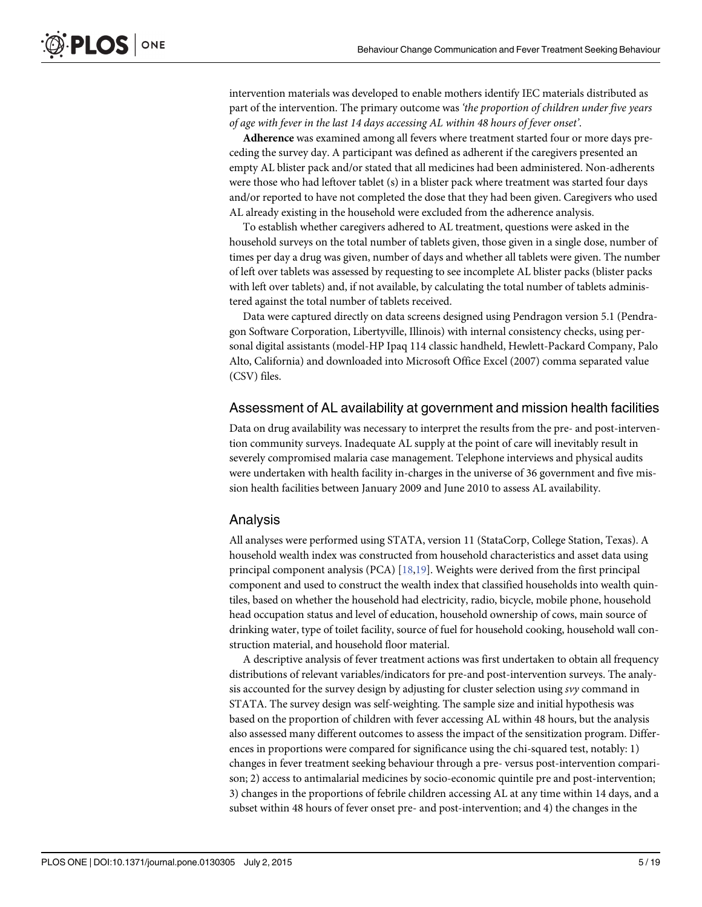intervention materials was developed to enable mothers identify IEC materials distributed as part of the intervention. The primary outcome was *'the proportion of children under five years of age with fever in the last 14 days accessing AL within 48 hours of fever onset'*.

**Adherence** was examined among all fevers where treatment started four or more days preceding the survey day. A participant was defined as adherent if the caregivers presented an empty AL blister pack and/or stated that all medicines had been administered. Non-adherents were those who had leftover tablet (s) in a blister pack where treatment was started four days and/or reported to have not completed the dose that they had been given. Caregivers who used AL already existing in the household were excluded from the adherence analysis.

To establish whether caregivers adhered to AL treatment, questions were asked in the household surveys on the total number of tablets given, those given in a single dose, number of times per day a drug was given, number of days and whether all tablets were given. The number of left over tablets was assessed by requesting to see incomplete AL blister packs (blister packs with left over tablets) and, if not available, by calculating the total number of tablets administered against the total number of tablets received.

Data were captured directly on data screens designed using Pendragon version 5.1 (Pendragon Software Corporation, Libertyville, Illinois) with internal consistency checks, using personal digital assistants (model-HP Ipaq 114 classic handheld, Hewlett-Packard Company, Palo Alto, California) and downloaded into Microsoft Office Excel (2007) comma separated value (CSV) files.

## Assessment of AL availability at government and mission health facilities

Data on drug availability was necessary to interpret the results from the pre- and post-intervention community surveys. Inadequate AL supply at the point of care will inevitably result in severely compromised malaria case management. Telephone interviews and physical audits were undertaken with health facility in-charges in the universe of 36 government and five mission health facilities between January 2009 and June 2010 to assess AL availability.

## Analysis

All analyses were performed using STATA, version 11 (StataCorp, College Station, Texas). A household wealth index was constructed from household characteristics and asset data using principal component analysis (PCA) [18,19]. Weights were derived from the first principal component and used to construct the wealth index that classified households into wealth quintiles, based on whether the household had electricity, radio, bicycle, mobile phone, household head occupation status and level of education, household ownership of cows, main source of drinking water, type of toilet facility, source of fuel for household cooking, household wall construction material, and household floor material.

A descriptive analysis of fever treatment actions was first undertaken to obtain all frequency distributions of relevant variables/indicators for pre-and post-intervention surveys. The analysis accounted for the survey design by adjusting for cluster selection using *svy* command in STATA. The survey design was self-weighting. The sample size and initial hypothesis was based on the proportion of children with fever accessing AL within 48 hours, but the analysis also assessed many different outcomes to assess the impact of the sensitization program. Differences in proportions were compared for significance using the chi-squared test, notably: 1) changes in fever treatment seeking behaviour through a pre- versus post-intervention comparison; 2) access to antimalarial medicines by socio-economic quintile pre and post-intervention; 3) changes in the proportions of febrile children accessing AL at any time within 14 days, and a subset within 48 hours of fever onset pre- and post-intervention; and 4) the changes in the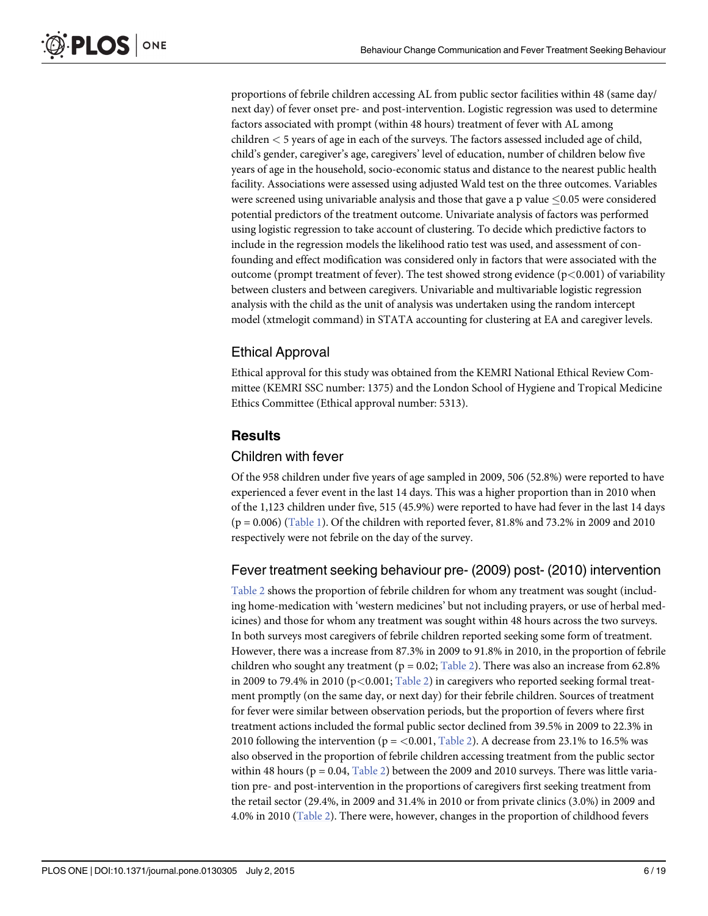proportions of febrile children accessing AL from public sector facilities within 48 (same day/next day) of fever onset pre- and post-intervention. Logistic regression was used to determine factors associated with prompt (within 48 hours) treatment of fever with AL among children $<$ 5 years of age in each of the surveys. The factors assessed included age of child, child's gender, caregiver's age, caregivers' level of education, number of children below five years of age in the household, socio-economic status and distance to the nearest public health facility. Associations were assessed using adjusted Wald test on the three outcomes. Variables were screened using univariable analysis and those that gave a p value $\leq$0.05 were considered potential predictors of the treatment outcome. Univariate analysis of factors was performed using logistic regression to take account of clustering. To decide which predictive factors to include in the regression models the likelihood ratio test was used, and assessment of confounding and effect modification was considered only in factors that were associated with the outcome (prompt treatment of fever). The test showed strong evidence ($p<0.001$) of variability between clusters and between caregivers. Univariable and multivariable logistic regression analysis with the child as the unit of analysis was undertaken using the random intercept model (xtmelogit command) in STATA accounting for clustering at EA and caregiver levels.

## Ethical Approval

Ethical approval for this study was obtained from the KEMRI National Ethical Review Committee (KEMRI SSC number: 1375) and the London School of Hygiene and Tropical Medicine Ethics Committee (Ethical approval number: 5313).

# Results

## Children with fever

Of the 958 children under five years of age sampled in 2009, 506 (52.8%) were reported to have experienced a fever event in the last 14 days. This was a higher proportion than in 2010 when of the 1,123 children under five, 515 (45.9%) were reported to have had fever in the last 14 days (p = 0.006) (Table 1). Of the children with reported fever, 81.8% and 73.2% in 2009 and 2010 respectively were not febrile on the day of the survey.

## Fever treatment seeking behaviour pre- (2009) post- (2010) intervention

Table 2 shows the proportion of febrile children for whom any treatment was sought (including home-medication with 'western medicines' but not including prayers, or use of herbal medicines) and those for whom any treatment was sought within 48 hours across the two surveys. In both surveys most caregivers of febrile children reported seeking some form of treatment. However, there was a increase from 87.3% in 2009 to 91.8% in 2010, in the proportion of febrile children who sought any treatment (p = 0.02; Table 2). There was also an increase from 62.8% in 2009 to 79.4% in 2010 ($p<0.001$; Table 2) in caregivers who reported seeking formal treatment promptly (on the same day, or next day) for their febrile children. Sources of treatment for fever were similar between observation periods, but the proportion of fevers where first treatment actions included the formal public sector declined from 39.5% in 2009 to 22.3% in 2010 following the intervention (p = $<0.001$, Table 2). A decrease from 23.1% to 16.5% was also observed in the proportion of febrile children accessing treatment from the public sector within 48 hours (p = 0.04, Table 2) between the 2009 and 2010 surveys. There was little variation pre- and post-intervention in the proportions of caregivers first seeking treatment from the retail sector (29.4%, in 2009 and 31.4% in 2010 or from private clinics (3.0%) in 2009 and 4.0% in 2010 (Table 2). There were, however, changes in the proportion of childhood fevers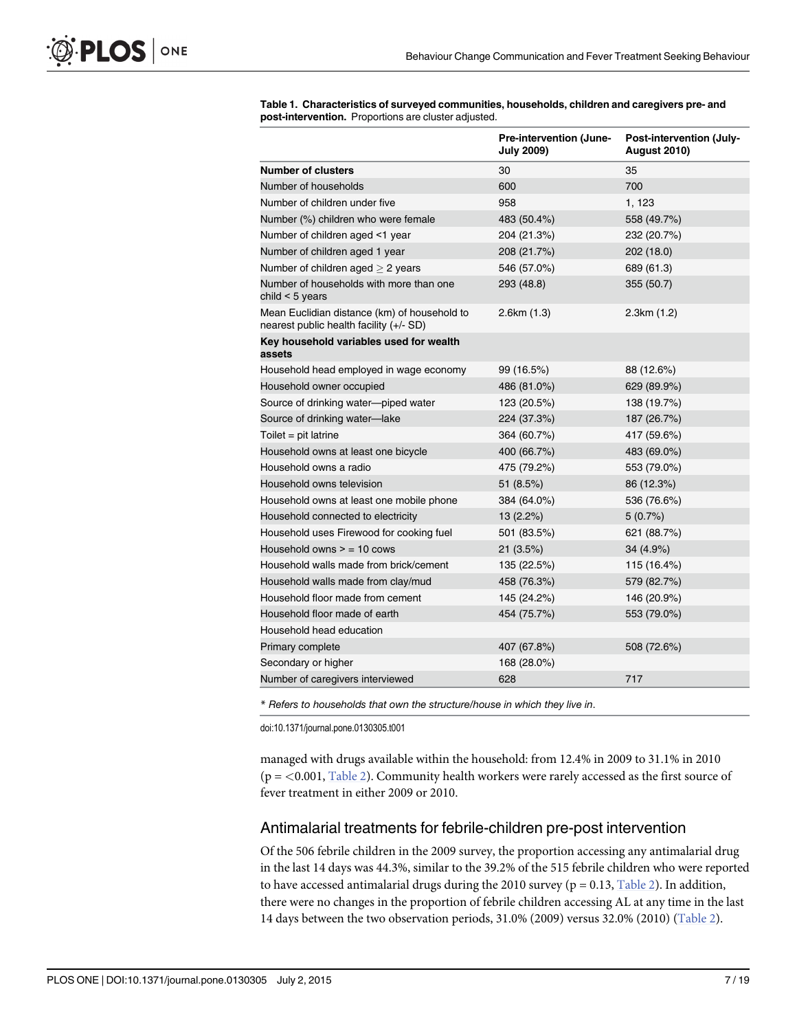**Table 1. Characteristics of surveyed communities, households, children and caregivers pre- and post-intervention.** Proportions are cluster adjusted.

| | Pre-intervention (June-July 2009) | Post-intervention (July-August 2010) |
|---|---|---|
| **Number of clusters** | 30 | 35 |
| Number of households | 600 | 700 |
| Number of children under five | 958 | 1, 123 |
| Number (%) children who were female | 483 (50.4%) | 558 (49.7%) |
| Number of children aged <1 year | 204 (21.3%) | 232 (20.7%) |
| Number of children aged 1 year | 208 (21.7%) | 202 (18.0) |
| Number of children aged $\geq$ 2 years | 546 (57.0%) | 689 (61.3) |
| Number of households with more than one child < 5 years | 293 (48.8) | 355 (50.7) |
| Mean Euclidian distance (km) of household to nearest public health facility (+/- SD) | 2.6km (1.3) | 2.3km (1.2) |
| **Key household variables used for wealth assets** | | |
| Household head employed in wage economy | 99 (16.5%) | 88 (12.6%) |
| Household owner occupied | 486 (81.0%) | 629 (89.9%) |
| Source of drinking water—piped water | 123 (20.5%) | 138 (19.7%) |
| Source of drinking water—lake | 224 (37.3%) | 187 (26.7%) |
| Toilet = pit latrine | 364 (60.7%) | 417 (59.6%) |
| Household owns at least one bicycle | 400 (66.7%) | 483 (69.0%) |
| Household owns a radio | 475 (79.2%) | 553 (79.0%) |
| Household owns television | 51 (8.5%) | 86 (12.3%) |
| Household owns at least one mobile phone | 384 (64.0%) | 536 (76.6%) |
| Household connected to electricity | 13 (2.2%) | 5 (0.7%) |
| Household uses Firewood for cooking fuel | 501 (83.5%) | 621 (88.7%) |
| Household owns > = 10 cows | 21 (3.5%) | 34 (4.9%) |
| Household walls made from brick/cement | 135 (22.5%) | 115 (16.4%) |
| Household walls made from clay/mud | 458 (76.3%) | 579 (82.7%) |
| Household floor made from cement | 145 (24.2%) | 146 (20.9%) |
| Household floor made of earth | 454 (75.7%) | 553 (79.0%) |
| Household head education | | |
| Primary complete | 407 (67.8%) | 508 (72.6%) |
| Secondary or higher | 168 (28.0%) | |
| Number of caregivers interviewed | 628 | 717 |

*\* Refers to households that own the structure/house in which they live in.*

doi:10.1371/journal.pone.0130305.t001

managed with drugs available within the household: from 12.4% in 2009 to 31.1% in 2010 (p = <0.001, Table 2). Community health workers were rarely accessed as the first source of fever treatment in either 2009 or 2010.

## Antimalarial treatments for febrile-children pre-post intervention

Of the 506 febrile children in the 2009 survey, the proportion accessing any antimalarial drug in the last 14 days was 44.3%, similar to the 39.2% of the 515 febrile children who were reported to have accessed antimalarial drugs during the 2010 survey (p = 0.13, Table 2). In addition, there were no changes in the proportion of febrile children accessing AL at any time in the last 14 days between the two observation periods, 31.0% (2009) versus 32.0% (2010) (Table 2).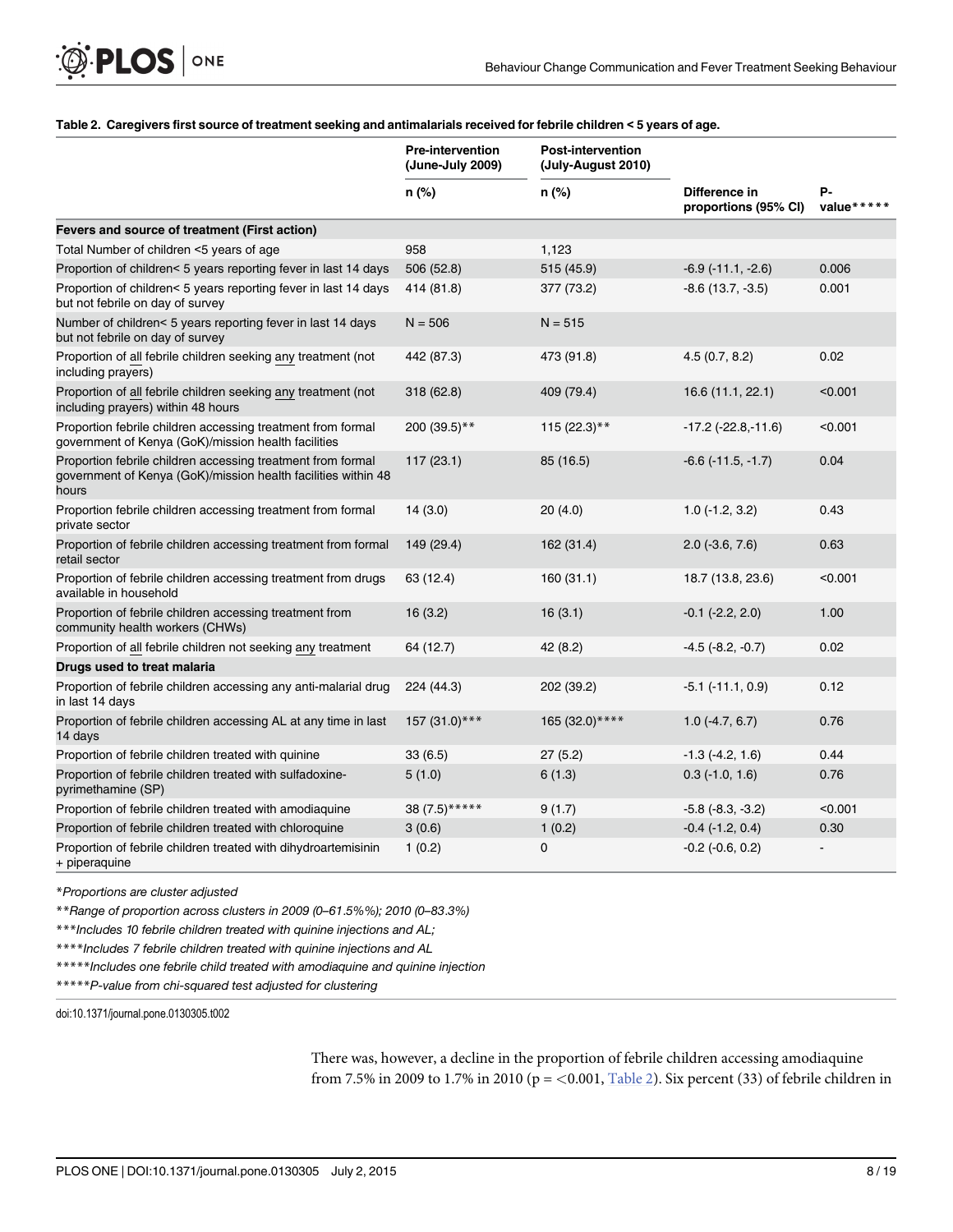**Table 2. Caregivers first source of treatment seeking and antimalarials received for febrile children < 5 years of age.**

| | Pre-intervention (June-July 2009) | Post-intervention (July-August 2010) | | |
|---|---|---|---|---|
| | n (%) | n (%) | Difference in proportions (95% CI) | P-value***** |
| **Fevers and source of treatment (First action)** | | | | |
| Total Number of children <5 years of age | 958 | 1,123 | | |
| Proportion of children< 5 years reporting fever in last 14 days | 506 (52.8) | 515 (45.9) | -6.9 (-11.1, -2.6) | 0.006 |
| Proportion of children< 5 years reporting fever in last 14 days but not febrile on day of survey | 414 (81.8) | 377 (73.2) | -8.6 (13.7, -3.5) | 0.001 |
| Number of children< 5 years reporting fever in last 14 days but not febrile on day of survey | N = 506 | N = 515 | | |
| Proportion of all febrile children seeking any treatment (not including prayers) | 442 (87.3) | 473 (91.8) | 4.5 (0.7, 8.2) | 0.02 |
| Proportion of all febrile children seeking any treatment (not including prayers) within 48 hours | 318 (62.8) | 409 (79.4) | 16.6 (11.1, 22.1) | <0.001 |
| Proportion febrile children accessing treatment from formal government of Kenya (GoK)/mission health facilities | 200 (39.5)** | 115 (22.3)** | -17.2 (-22.8,-11.6) | <0.001 |
| Proportion febrile children accessing treatment from formal government of Kenya (GoK)/mission health facilities within 48 hours | 117 (23.1) | 85 (16.5) | -6.6 (-11.5, -1.7) | 0.04 |
| Proportion of febrile children accessing treatment from formal private sector | 14 (3.0) | 20 (4.0) | 1.0 (-1.2, 3.2) | 0.43 |
| Proportion of febrile children accessing treatment from formal retail sector | 149 (29.4) | 162 (31.4) | 2.0 (-3.6, 7.6) | 0.63 |
| Proportion of febrile children accessing treatment from drugs available in household | 63 (12.4) | 160 (31.1) | 18.7 (13.8, 23.6) | <0.001 |
| Proportion of febrile children accessing treatment from community health workers (CHWs) | 16 (3.2) | 16 (3.1) | -0.1 (-2.2, 2.0) | 1.00 |
| Proportion of all febrile children not seeking any treatment | 64 (12.7) | 42 (8.2) | -4.5 (-8.2, -0.7) | 0.02 |
| **Drugs used to treat malaria** | | | | |
| Proportion of febrile children accessing any anti-malarial drug in last 14 days | 224 (44.3) | 202 (39.2) | -5.1 (-11.1, 0.9) | 0.12 |
| Proportion of febrile children accessing AL at any time in last 14 days | 157 (31.0)*** | 165 (32.0)**** | 1.0 (-4.7, 6.7) | 0.76 |
| Proportion of febrile children treated with quinine | 33 (6.5) | 27 (5.2) | -1.3 (-4.2, 1.6) | 0.44 |
| Proportion of febrile children treated with sulfadoxine-pyrimethamine (SP) | 5 (1.0) | 6 (1.3) | 0.3 (-1.0, 1.6) | 0.76 |
| Proportion of febrile children treated with amodiaquine | 38 (7.5)***** | 9 (1.7) | -5.8 (-8.3, -3.2) | <0.001 |
| Proportion of febrile children treated with chloroquine | 3 (0.6) | 1 (0.2) | -0.4 (-1.2, 0.4) | 0.30 |
| Proportion of febrile children treated with dihydroartemisinin + piperaquine | 1 (0.2) | 0 | -0.2 (-0.6, 0.2) | - |

*Proportions are cluster adjusted

**Range of proportion across clusters in 2009 (0–61.5%%); 2010 (0–83.3%)

***Includes 10 febrile children treated with quinine injections and AL;

****Includes 7 febrile children treated with quinine injections and AL

*****Includes one febrile child treated with amodiaquine and quinine injection

*****P-value from chi-squared test adjusted for clustering

doi:10.1371/journal.pone.0130305.t002

There was, however, a decline in the proportion of febrile children accessing amodiaquine from 7.5% in 2009 to 1.7% in 2010 (p = <0.001, Table 2). Six percent (33) of febrile children in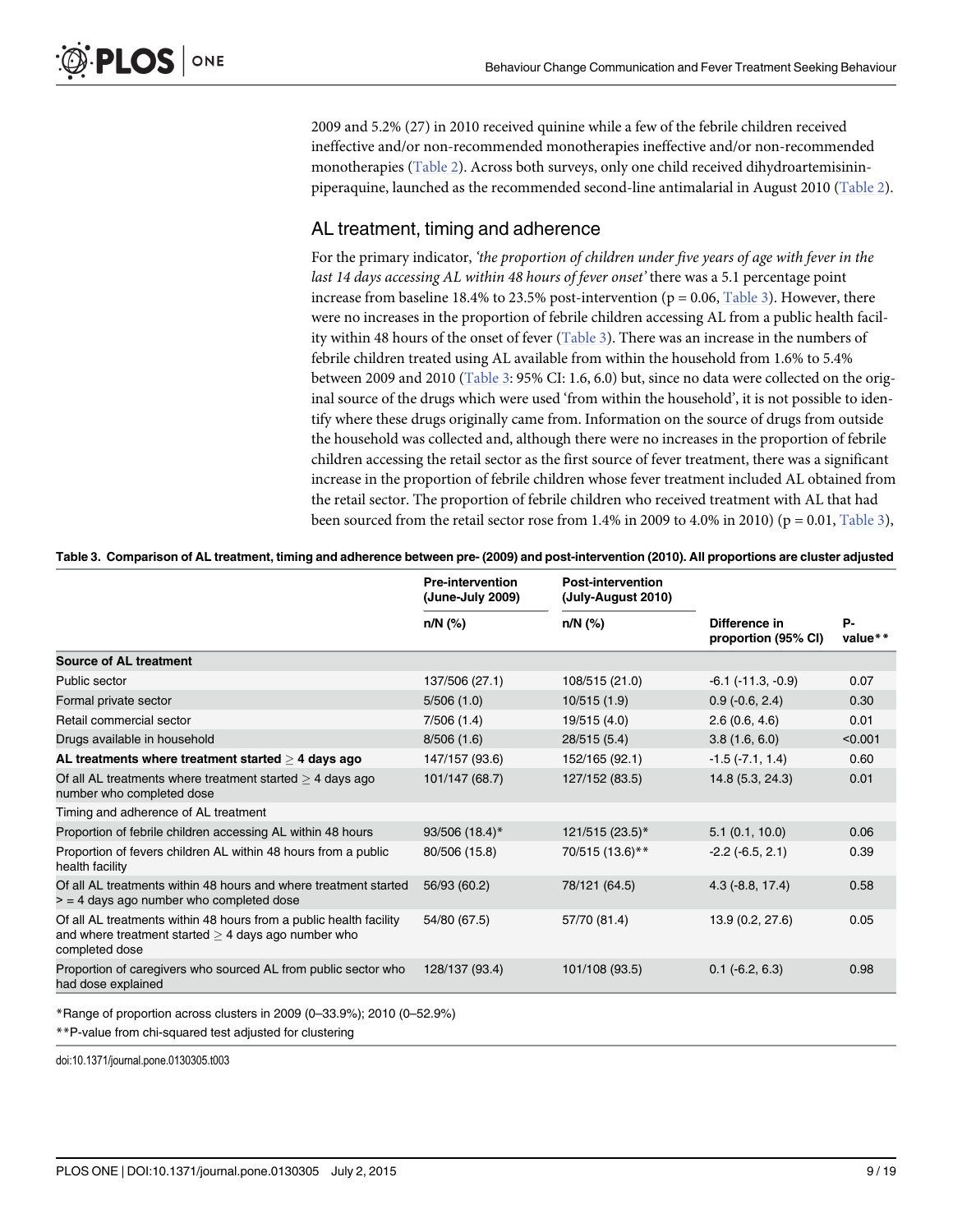2009 and 5.2% (27) in 2010 received quinine while a few of the febrile children received ineffective and/or non-recommended monotherapies ineffective and/or non-recommended monotherapies (Table 2). Across both surveys, only one child received dihydroartemisinin-piperaquine, launched as the recommended second-line antimalarial in August 2010 (Table 2).

## AL treatment, timing and adherence

For the primary indicator, *'the proportion of children under five years of age with fever in the last 14 days accessing AL within 48 hours of fever onset'* there was a 5.1 percentage point increase from baseline 18.4% to 23.5% post-intervention (p = 0.06, Table 3). However, there were no increases in the proportion of febrile children accessing AL from a public health facility within 48 hours of the onset of fever (Table 3). There was an increase in the numbers of febrile children treated using AL available from within the household from 1.6% to 5.4% between 2009 and 2010 (Table 3: 95% CI: 1.6, 6.0) but, since no data were collected on the original source of the drugs which were used 'from within the household', it is not possible to identify where these drugs originally came from. Information on the source of drugs from outside the household was collected and, although there were no increases in the proportion of febrile children accessing the retail sector as the first source of fever treatment, there was a significant increase in the proportion of febrile children whose fever treatment included AL obtained from the retail sector. The proportion of febrile children who received treatment with AL that had been sourced from the retail sector rose from 1.4% in 2009 to 4.0% in 2010) (p = 0.01, Table 3),

**Table 3. Comparison of AL treatment, timing and adherence between pre- (2009) and post-intervention (2010). All proportions are cluster adjusted**

| | Pre-intervention (June-July 2009) | Post-intervention (July-August 2010) | | |
|---|---|---|---|---|
| | n/N (%) | n/N (%) | Difference in proportion (95% CI) | P-value** |
| **Source of AL treatment** | | | | |
| Public sector | 137/506 (27.1) | 108/515 (21.0) | -6.1 (-11.3, -0.9) | 0.07 |
| Formal private sector | 5/506 (1.0) | 10/515 (1.9) | 0.9 (-0.6, 2.4) | 0.30 |
| Retail commercial sector | 7/506 (1.4) | 19/515 (4.0) | 2.6 (0.6, 4.6) | 0.01 |
| Drugs available in household | 8/506 (1.6) | 28/515 (5.4) | 3.8 (1.6, 6.0) | <0.001 |
| **AL treatments where treatment started ≥ 4 days ago** | 147/157 (93.6) | 152/165 (92.1) | -1.5 (-7.1, 1.4) | 0.60 |
| Of all AL treatments where treatment started ≥ 4 days ago number who completed dose | 101/147 (68.7) | 127/152 (83.5) | 14.8 (5.3, 24.3) | 0.01 |
| Timing and adherence of AL treatment | | | | |
| Proportion of febrile children accessing AL within 48 hours | 93/506 (18.4)* | 121/515 (23.5)* | 5.1 (0.1, 10.0) | 0.06 |
| Proportion of fevers children AL within 48 hours from a public health facility | 80/506 (15.8) | 70/515 (13.6)** | -2.2 (-6.5, 2.1) | 0.39 |
| Of all AL treatments within 48 hours and where treatment started > = 4 days ago number who completed dose | 56/93 (60.2) | 78/121 (64.5) | 4.3 (-8.8, 17.4) | 0.58 |
| Of all AL treatments within 48 hours from a public health facility and where treatment started ≥ 4 days ago number who completed dose | 54/80 (67.5) | 57/70 (81.4) | 13.9 (0.2, 27.6) | 0.05 |
| Proportion of caregivers who sourced AL from public sector who had dose explained | 128/137 (93.4) | 101/108 (93.5) | 0.1 (-6.2, 6.3) | 0.98 |

*Range of proportion across clusters in 2009 (0–33.9%); 2010 (0–52.9%)

**P-value from chi-squared test adjusted for clustering

doi:10.1371/journal.pone.0130305.t003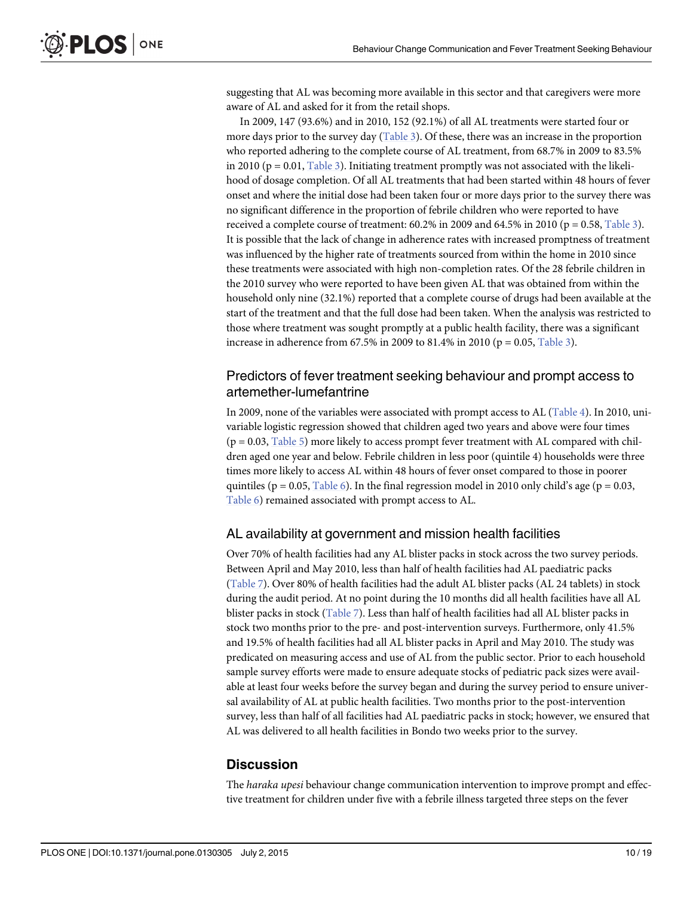suggesting that AL was becoming more available in this sector and that caregivers were more aware of AL and asked for it from the retail shops.

In 2009, 147 (93.6%) and in 2010, 152 (92.1%) of all AL treatments were started four or more days prior to the survey day (Table 3). Of these, there was an increase in the proportion who reported adhering to the complete course of AL treatment, from 68.7% in 2009 to 83.5% in 2010 ($p = 0.01$, Table 3). Initiating treatment promptly was not associated with the likelihood of dosage completion. Of all AL treatments that had been started within 48 hours of fever onset and where the initial dose had been taken four or more days prior to the survey there was no significant difference in the proportion of febrile children who were reported to have received a complete course of treatment: 60.2% in 2009 and 64.5% in 2010 ($p = 0.58$, Table 3). It is possible that the lack of change in adherence rates with increased promptness of treatment was influenced by the higher rate of treatments sourced from within the home in 2010 since these treatments were associated with high non-completion rates. Of the 28 febrile children in the 2010 survey who were reported to have been given AL that was obtained from within the household only nine (32.1%) reported that a complete course of drugs had been available at the start of the treatment and that the full dose had been taken. When the analysis was restricted to those where treatment was sought promptly at a public health facility, there was a significant increase in adherence from 67.5% in 2009 to 81.4% in 2010 ($p = 0.05$, Table 3).

## Predictors of fever treatment seeking behaviour and prompt access to artemether-lumefantrine

In 2009, none of the variables were associated with prompt access to AL (Table 4). In 2010, univariable logistic regression showed that children aged two years and above were four times ($p = 0.03$, Table 5) more likely to access prompt fever treatment with AL compared with children aged one year and below. Febrile children in less poor (quintile 4) households were three times more likely to access AL within 48 hours of fever onset compared to those in poorer quintiles ($p = 0.05$, Table 6). In the final regression model in 2010 only child's age ($p = 0.03$, Table 6) remained associated with prompt access to AL.

## AL availability at government and mission health facilities

Over 70% of health facilities had any AL blister packs in stock across the two survey periods. Between April and May 2010, less than half of health facilities had AL paediatric packs (Table 7). Over 80% of health facilities had the adult AL blister packs (AL 24 tablets) in stock during the audit period. At no point during the 10 months did all health facilities have all AL blister packs in stock (Table 7). Less than half of health facilities had all AL blister packs in stock two months prior to the pre- and post-intervention surveys. Furthermore, only 41.5% and 19.5% of health facilities had all AL blister packs in April and May 2010. The study was predicated on measuring access and use of AL from the public sector. Prior to each household sample survey efforts were made to ensure adequate stocks of pediatric pack sizes were available at least four weeks before the survey began and during the survey period to ensure universal availability of AL at public health facilities. Two months prior to the post-intervention survey, less than half of all facilities had AL paediatric packs in stock; however, we ensured that AL was delivered to all health facilities in Bondo two weeks prior to the survey.

# Discussion

The *haraka upesi* behaviour change communication intervention to improve prompt and effective treatment for children under five with a febrile illness targeted three steps on the fever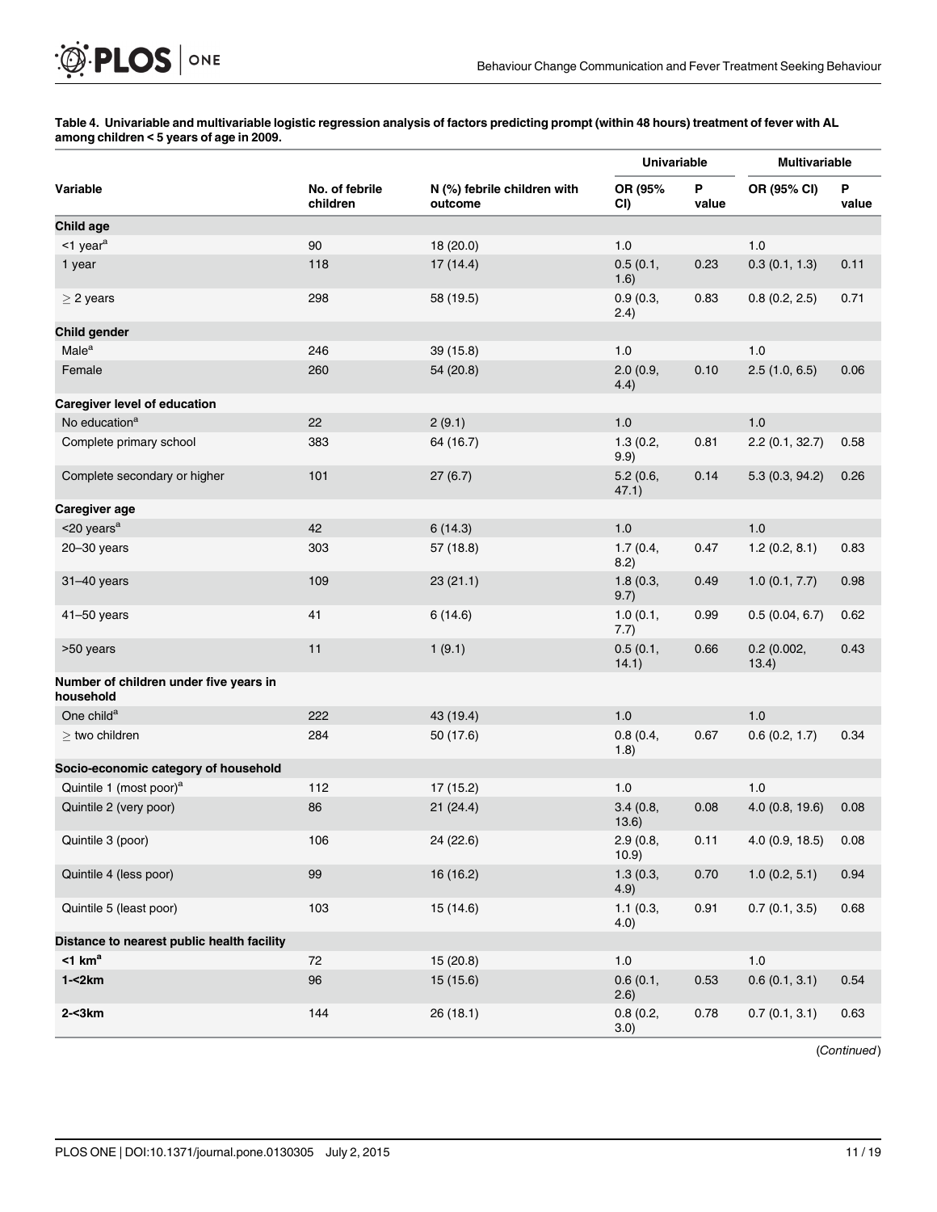**Table 4. Univariable and multivariable logistic regression analysis of factors predicting prompt (within 48 hours) treatment of fever with AL among children < 5 years of age in 2009.**

| Variable | No. of febrile children | N (%) febrile children with outcome | Univariable | | Multivariable | |
|---|---|---|---|---|---|---|
| | | | OR (95% CI) | P value | OR (95% CI) | P value |
| **Child age** | | | | | | |
| <1 year[a] | 90 | 18 (20.0) | 1.0 | | 1.0 | |
| 1 year | 118 | 17 (14.4) | 0.5 (0.1, 1.6) | 0.23 | 0.3 (0.1, 1.3) | 0.11 |
| ≥ 2 years | 298 | 58 (19.5) | 0.9 (0.3, 2.4) | 0.83 | 0.8 (0.2, 2.5) | 0.71 |
| **Child gender** | | | | | | |
| Male[a] | 246 | 39 (15.8) | 1.0 | | 1.0 | |
| Female | 260 | 54 (20.8) | 2.0 (0.9, 4.4) | 0.10 | 2.5 (1.0, 6.5) | 0.06 |
| **Caregiver level of education** | | | | | | |
| No education[a] | 22 | 2 (9.1) | 1.0 | | 1.0 | |
| Complete primary school | 383 | 64 (16.7) | 1.3 (0.2, 9.9) | 0.81 | 2.2 (0.1, 32.7) | 0.58 |
| Complete secondary or higher | 101 | 27 (6.7) | 5.2 (0.6, 47.1) | 0.14 | 5.3 (0.3, 94.2) | 0.26 |
| **Caregiver age** | | | | | | |
| <20 years[a] | 42 | 6 (14.3) | 1.0 | | 1.0 | |
| 20–30 years | 303 | 57 (18.8) | 1.7 (0.4, 8.2) | 0.47 | 1.2 (0.2, 8.1) | 0.83 |
| 31–40 years | 109 | 23 (21.1) | 1.8 (0.3, 9.7) | 0.49 | 1.0 (0.1, 7.7) | 0.98 |
| 41–50 years | 41 | 6 (14.6) | 1.0 (0.1, 7.7) | 0.99 | 0.5 (0.04, 6.7) | 0.62 |
| >50 years | 11 | 1 (9.1) | 0.5 (0.1, 14.1) | 0.66 | 0.2 (0.002, 13.4) | 0.43 |
| **Number of children under five years in household** | | | | | | |
| One child[a] | 222 | 43 (19.4) | 1.0 | | 1.0 | |
| ≥ two children | 284 | 50 (17.6) | 0.8 (0.4, 1.8) | 0.67 | 0.6 (0.2, 1.7) | 0.34 |
| **Socio-economic category of household** | | | | | | |
| Quintile 1 (most poor)[a] | 112 | 17 (15.2) | 1.0 | | 1.0 | |
| Quintile 2 (very poor) | 86 | 21 (24.4) | 3.4 (0.8, 13.6) | 0.08 | 4.0 (0.8, 19.6) | 0.08 |
| Quintile 3 (poor) | 106 | 24 (22.6) | 2.9 (0.8, 10.9) | 0.11 | 4.0 (0.9, 18.5) | 0.08 |
| Quintile 4 (less poor) | 99 | 16 (16.2) | 1.3 (0.3, 4.9) | 0.70 | 1.0 (0.2, 5.1) | 0.94 |
| Quintile 5 (least poor) | 103 | 15 (14.6) | 1.1 (0.3, 4.0) | 0.91 | 0.7 (0.1, 3.5) | 0.68 |
| **Distance to nearest public health facility** | | | | | | |
| **<1 km[a]** | 72 | 15 (20.8) | 1.0 | | 1.0 | |
| **1-<2km** | 96 | 15 (15.6) | 0.6 (0.1, 2.6) | 0.53 | 0.6 (0.1, 3.1) | 0.54 |
| **2-<3km** | 144 | 26 (18.1) | 0.8 (0.2, 3.0) | 0.78 | 0.7 (0.1, 3.1) | 0.63 |

(*Continued*)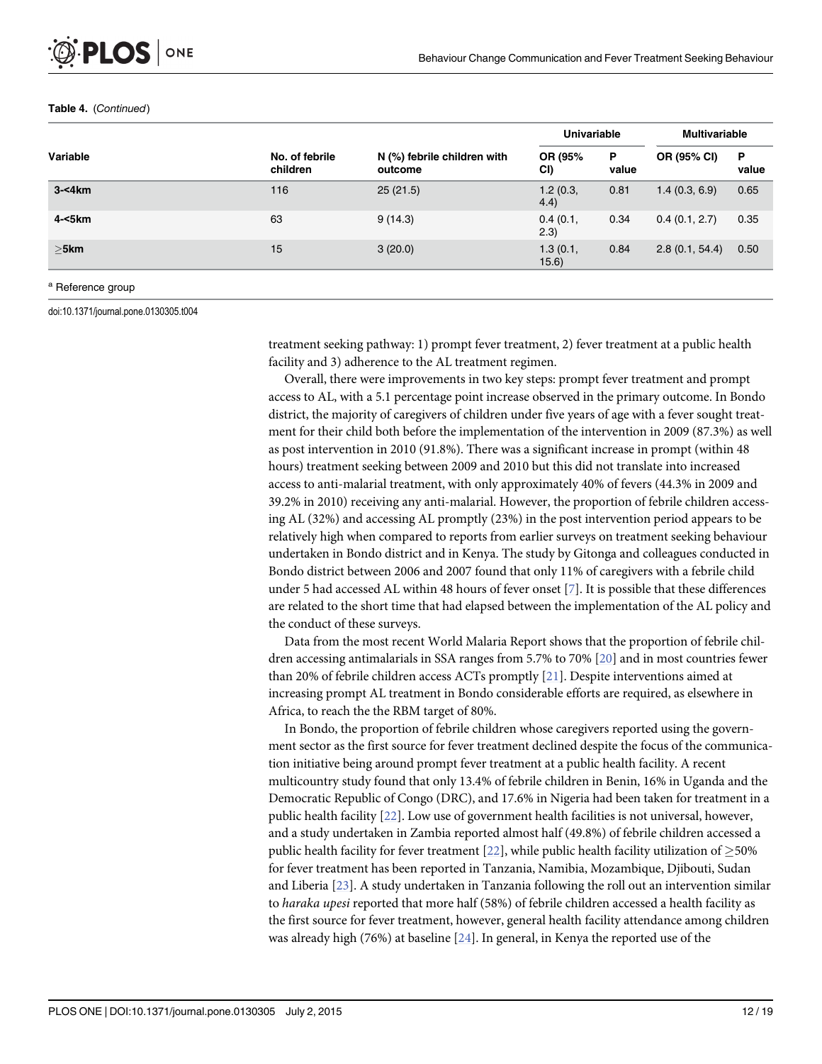**Table 4.** (*Continued*)

| Variable | No. of febrile children | N (%) febrile children with outcome | Univariable | | Multivariable | |
|---|---|---|---|---|---|---|
| | | | OR (95% CI) | P value | OR (95% CI) | P value |
| **3-<4km** | 116 | 25 (21.5) | 1.2 (0.3, 4.4) | 0.81 | 1.4 (0.3, 6.9) | 0.65 |
| **4-<5km** | 63 | 9 (14.3) | 0.4 (0.1, 2.3) | 0.34 | 0.4 (0.1, 2.7) | 0.35 |
| **≥5km** | 15 | 3 (20.0) | 1.3 (0.1, 15.6) | 0.84 | 2.8 (0.1, 54.4) | 0.50 |

[a] Reference group

doi:10.1371/journal.pone.0130305.t004

treatment seeking pathway: 1) prompt fever treatment, 2) fever treatment at a public health facility and 3) adherence to the AL treatment regimen.

Overall, there were improvements in two key steps: prompt fever treatment and prompt access to AL, with a 5.1 percentage point increase observed in the primary outcome. In Bondo district, the majority of caregivers of children under five years of age with a fever sought treatment for their child both before the implementation of the intervention in 2009 (87.3%) as well as post intervention in 2010 (91.8%). There was a significant increase in prompt (within 48 hours) treatment seeking between 2009 and 2010 but this did not translate into increased access to anti-malarial treatment, with only approximately 40% of fevers (44.3% in 2009 and 39.2% in 2010) receiving any anti-malarial. However, the proportion of febrile children accessing AL (32%) and accessing AL promptly (23%) in the post intervention period appears to be relatively high when compared to reports from earlier surveys on treatment seeking behaviour undertaken in Bondo district and in Kenya. The study by Gitonga and colleagues conducted in Bondo district between 2006 and 2007 found that only 11% of caregivers with a febrile child under 5 had accessed AL within 48 hours of fever onset [7]. It is possible that these differences are related to the short time that had elapsed between the implementation of the AL policy and the conduct of these surveys.

Data from the most recent World Malaria Report shows that the proportion of febrile children accessing antimalarials in SSA ranges from 5.7% to 70% [20] and in most countries fewer than 20% of febrile children access ACTs promptly [21]. Despite interventions aimed at increasing prompt AL treatment in Bondo considerable efforts are required, as elsewhere in Africa, to reach the the RBM target of 80%.

In Bondo, the proportion of febrile children whose caregivers reported using the government sector as the first source for fever treatment declined despite the focus of the communication initiative being around prompt fever treatment at a public health facility. A recent multicountry study found that only 13.4% of febrile children in Benin, 16% in Uganda and the Democratic Republic of Congo (DRC), and 17.6% in Nigeria had been taken for treatment in a public health facility [22]. Low use of government health facilities is not universal, however, and a study undertaken in Zambia reported almost half (49.8%) of febrile children accessed a public health facility for fever treatment [22], while public health facility utilization of ≥50% for fever treatment has been reported in Tanzania, Namibia, Mozambique, Djibouti, Sudan and Liberia [23]. A study undertaken in Tanzania following the roll out an intervention similar to *haraka upesi* reported that more half (58%) of febrile children accessed a health facility as the first source for fever treatment, however, general health facility attendance among children was already high (76%) at baseline [24]. In general, in Kenya the reported use of the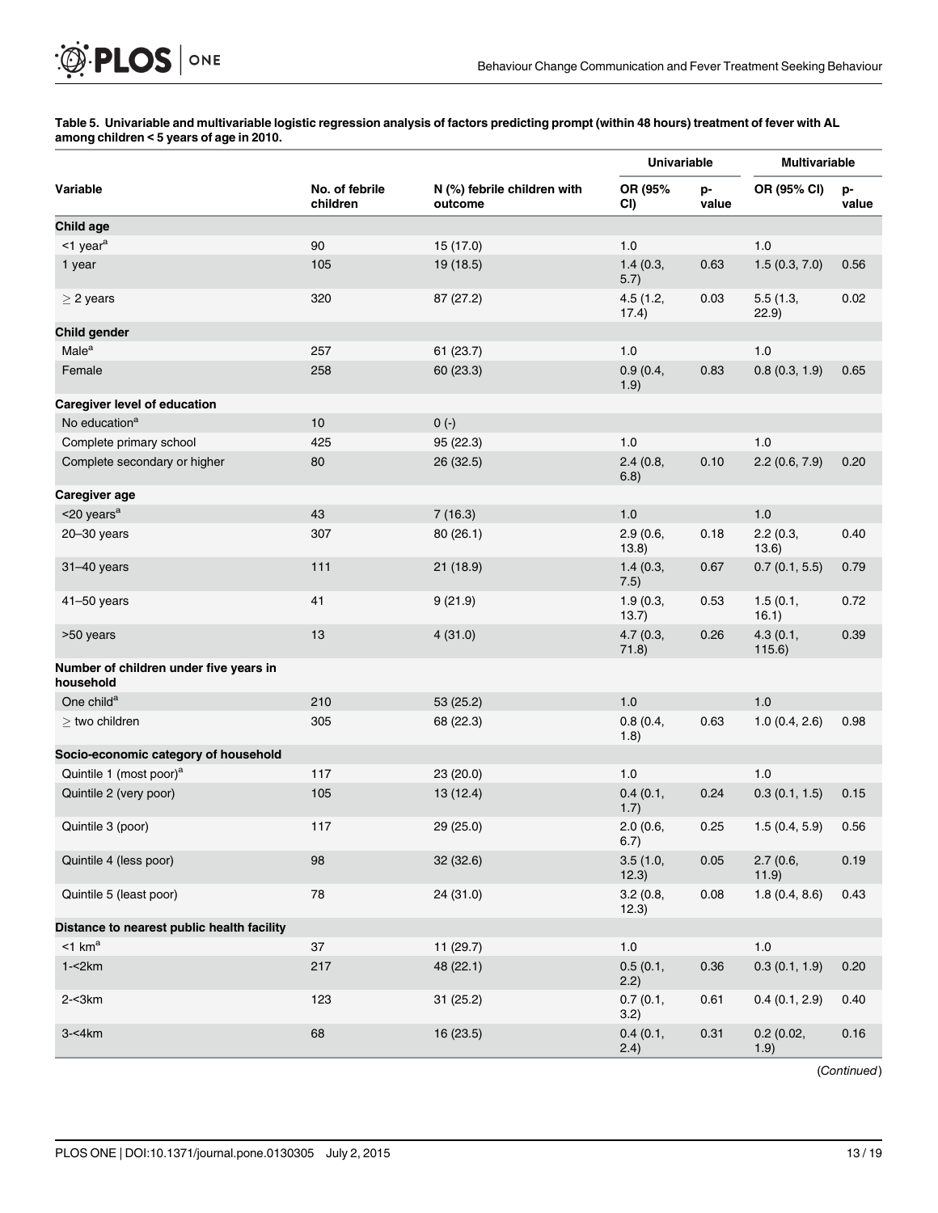**Table 5. Univariable and multivariable logistic regression analysis of factors predicting prompt (within 48 hours) treatment of fever with AL among children < 5 years of age in 2010.**

| Variable | No. of febrile children | N (%) febrile children with outcome | Univariable | | Multivariable | |
|---|---|---|---|---|---|---|
| | | | OR (95% CI) | p-value | OR (95% CI) | p-value |
| **Child age** | | | | | | |
| <1 year[a] | 90 | 15 (17.0) | 1.0 | | 1.0 | |
| 1 year | 105 | 19 (18.5) | 1.4 (0.3, 5.7) | 0.63 | 1.5 (0.3, 7.0) | 0.56 |
| ≥ 2 years | 320 | 87 (27.2) | 4.5 (1.2, 17.4) | 0.03 | 5.5 (1.3, 22.9) | 0.02 |
| **Child gender** | | | | | | |
| Male[a] | 257 | 61 (23.7) | 1.0 | | 1.0 | |
| Female | 258 | 60 (23.3) | 0.9 (0.4, 1.9) | 0.83 | 0.8 (0.3, 1.9) | 0.65 |
| **Caregiver level of education** | | | | | | |
| No education[a] | 10 | 0 (-) | | | | |
| Complete primary school | 425 | 95 (22.3) | 1.0 | | 1.0 | |
| Complete secondary or higher | 80 | 26 (32.5) | 2.4 (0.8, 6.8) | 0.10 | 2.2 (0.6, 7.9) | 0.20 |
| **Caregiver age** | | | | | | |
| <20 years[a] | 43 | 7 (16.3) | 1.0 | | 1.0 | |
| 20–30 years | 307 | 80 (26.1) | 2.9 (0.6, 13.8) | 0.18 | 2.2 (0.3, 13.6) | 0.40 |
| 31–40 years | 111 | 21 (18.9) | 1.4 (0.3, 7.5) | 0.67 | 0.7 (0.1, 5.5) | 0.79 |
| 41–50 years | 41 | 9 (21.9) | 1.9 (0.3, 13.7) | 0.53 | 1.5 (0.1, 16.1) | 0.72 |
| >50 years | 13 | 4 (31.0) | 4.7 (0.3, 71.8) | 0.26 | 4.3 (0.1, 115.6) | 0.39 |
| **Number of children under five years in household** | | | | | | |
| One child[a] | 210 | 53 (25.2) | 1.0 | | 1.0 | |
| ≥ two children | 305 | 68 (22.3) | 0.8 (0.4, 1.8) | 0.63 | 1.0 (0.4, 2.6) | 0.98 |
| **Socio-economic category of household** | | | | | | |
| Quintile 1 (most poor)[a] | 117 | 23 (20.0) | 1.0 | | 1.0 | |
| Quintile 2 (very poor) | 105 | 13 (12.4) | 0.4 (0.1, 1.7) | 0.24 | 0.3 (0.1, 1.5) | 0.15 |
| Quintile 3 (poor) | 117 | 29 (25.0) | 2.0 (0.6, 6.7) | 0.25 | 1.5 (0.4, 5.9) | 0.56 |
| Quintile 4 (less poor) | 98 | 32 (32.6) | 3.5 (1.0, 12.3) | 0.05 | 2.7 (0.6, 11.9) | 0.19 |
| Quintile 5 (least poor) | 78 | 24 (31.0) | 3.2 (0.8, 12.3) | 0.08 | 1.8 (0.4, 8.6) | 0.43 |
| **Distance to nearest public health facility** | | | | | | |
| <1 km[a] | 37 | 11 (29.7) | 1.0 | | 1.0 | |
| 1-<2km | 217 | 48 (22.1) | 0.5 (0.1, 2.2) | 0.36 | 0.3 (0.1, 1.9) | 0.20 |
| 2-<3km | 123 | 31 (25.2) | 0.7 (0.1, 3.2) | 0.61 | 0.4 (0.1, 2.9) | 0.40 |
| 3-<4km | 68 | 16 (23.5) | 0.4 (0.1, 2.4) | 0.31 | 0.2 (0.02, 1.9) | 0.16 |

(Continued)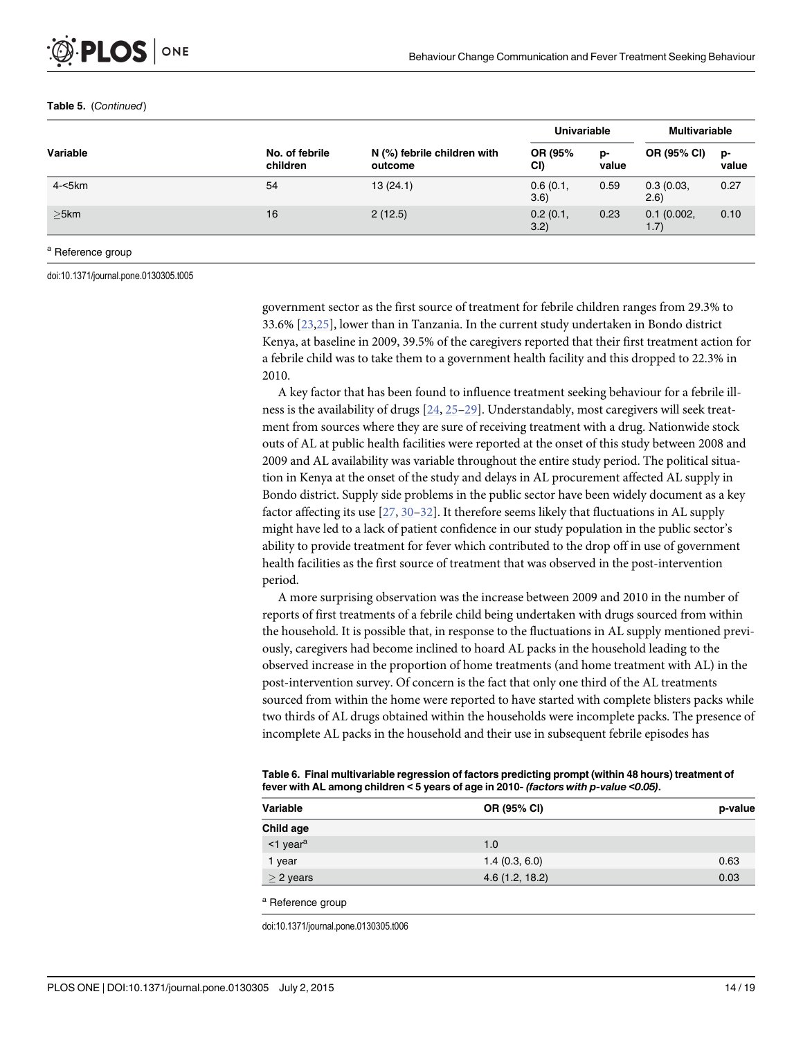**Table 5.** (*Continued*)

| Variable | No. of febrile children | N (%) febrile children with outcome | Univariable | | Multivariable | |
|---|---|---|---|---|---|---|
| | | | OR (95% CI) | p-value | OR (95% CI) | p-value |
| 4-<5km | 54 | 13 (24.1) | 0.6 (0.1, 3.6) | 0.59 | 0.3 (0.03, 2.6) | 0.27 |
| ≥5km | 16 | 2 (12.5) | 0.2 (0.1, 3.2) | 0.23 | 0.1 (0.002, 1.7) | 0.10 |

[a] Reference group

doi:10.1371/journal.pone.0130305.t005

government sector as the first source of treatment for febrile children ranges from 29.3% to 33.6% [23,25], lower than in Tanzania. In the current study undertaken in Bondo district Kenya, at baseline in 2009, 39.5% of the caregivers reported that their first treatment action for a febrile child was to take them to a government health facility and this dropped to 22.3% in 2010.

A key factor that has been found to influence treatment seeking behaviour for a febrile illness is the availability of drugs [24, 25–29]. Understandably, most caregivers will seek treatment from sources where they are sure of receiving treatment with a drug. Nationwide stock outs of AL at public health facilities were reported at the onset of this study between 2008 and 2009 and AL availability was variable throughout the entire study period. The political situation in Kenya at the onset of the study and delays in AL procurement affected AL supply in Bondo district. Supply side problems in the public sector have been widely document as a key factor affecting its use [27, 30–32]. It therefore seems likely that fluctuations in AL supply might have led to a lack of patient confidence in our study population in the public sector's ability to provide treatment for fever which contributed to the drop off in use of government health facilities as the first source of treatment that was observed in the post-intervention period.

A more surprising observation was the increase between 2009 and 2010 in the number of reports of first treatments of a febrile child being undertaken with drugs sourced from within the household. It is possible that, in response to the fluctuations in AL supply mentioned previously, caregivers had become inclined to hoard AL packs in the household leading to the observed increase in the proportion of home treatments (and home treatment with AL) in the post-intervention survey. Of concern is the fact that only one third of the AL treatments sourced from within the home were reported to have started with complete blisters packs while two thirds of AL drugs obtained within the households were incomplete packs. The presence of incomplete AL packs in the household and their use in subsequent febrile episodes has

**Table 6. Final multivariable regression of factors predicting prompt (within 48 hours) treatment of fever with AL among children < 5 years of age in 2010- *(factors with p-value <0.05)*.**

| Variable | OR (95% CI) | p-value |
|---|---|---|
| **Child age** | | |
| <1 year[a] | 1.0 | |
| 1 year | 1.4 (0.3, 6.0) | 0.63 |
| ≥ 2 years | 4.6 (1.2, 18.2) | 0.03 |

[a] Reference group

doi:10.1371/journal.pone.0130305.t006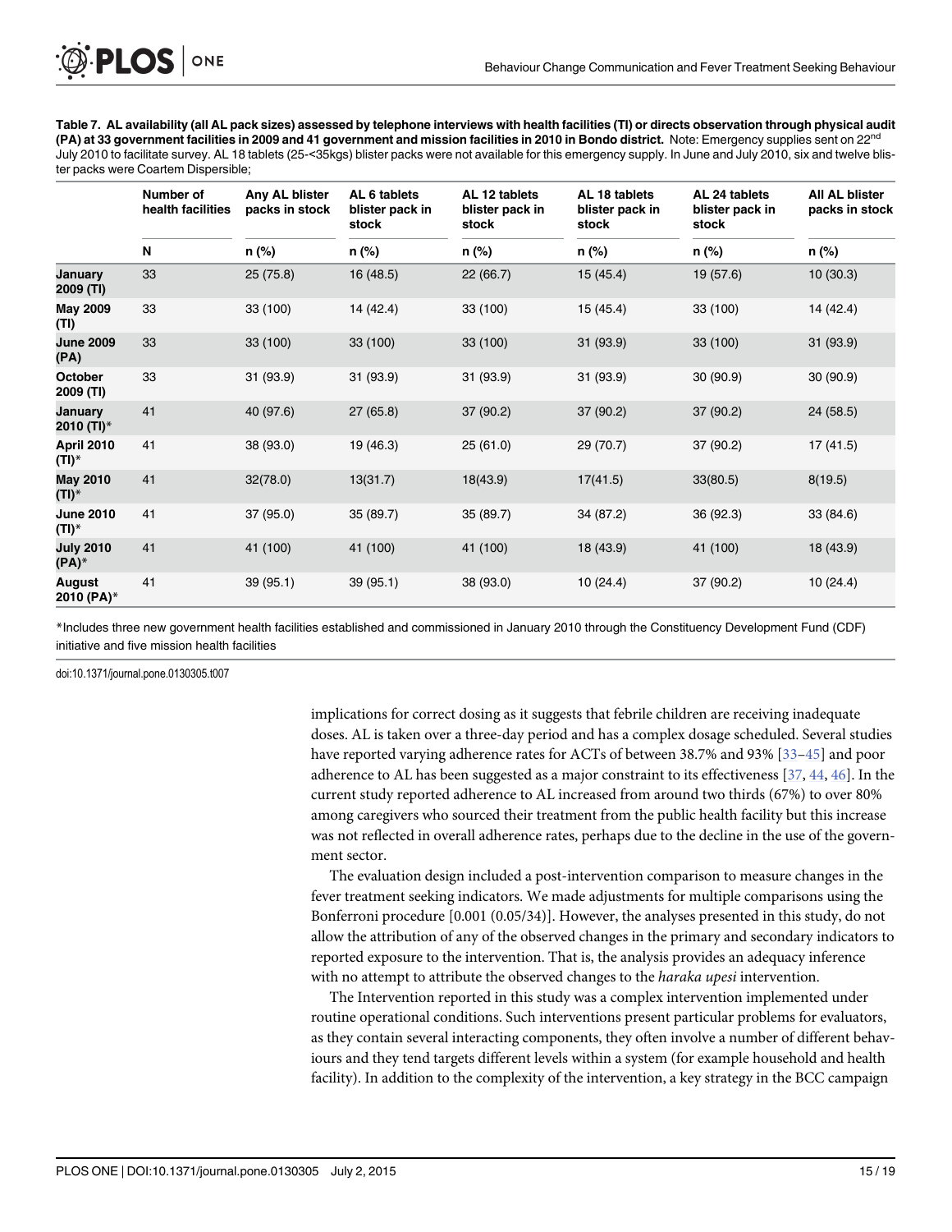**Table 7. AL availability (all AL pack sizes) assessed by telephone interviews with health facilities (TI) or directs observation through physical audit (PA) at 33 government facilities in 2009 and 41 government and mission facilities in 2010 in Bondo district.** Note: Emergency supplies sent on 22[nd] July 2010 to facilitate survey. AL 18 tablets (25-<35kgs) blister packs were not available for this emergency supply. In June and July 2010, six and twelve blister packs were Coartem Dispersible;

| | Number of health facilities | Any AL blister packs in stock | AL 6 tablets blister pack in stock | AL 12 tablets blister pack in stock | AL 18 tablets blister pack in stock | AL 24 tablets blister pack in stock | All AL blister packs in stock |
|---|---|---|---|---|---|---|---|
| | N | n (%) | n (%) | n (%) | n (%) | n (%) | n (%) |
| **January 2009 (TI)** | 33 | 25 (75.8) | 16 (48.5) | 22 (66.7) | 15 (45.4) | 19 (57.6) | 10 (30.3) |
| **May 2009 (TI)** | 33 | 33 (100) | 14 (42.4) | 33 (100) | 15 (45.4) | 33 (100) | 14 (42.4) |
| **June 2009 (PA)** | 33 | 33 (100) | 33 (100) | 33 (100) | 31 (93.9) | 33 (100) | 31 (93.9) |
| **October 2009 (TI)** | 33 | 31 (93.9) | 31 (93.9) | 31 (93.9) | 31 (93.9) | 30 (90.9) | 30 (90.9) |
| **January 2010 (TI)*** | 41 | 40 (97.6) | 27 (65.8) | 37 (90.2) | 37 (90.2) | 37 (90.2) | 24 (58.5) |
| **April 2010 (TI)*** | 41 | 38 (93.0) | 19 (46.3) | 25 (61.0) | 29 (70.7) | 37 (90.2) | 17 (41.5) |
| **May 2010 (TI)*** | 41 | 32(78.0) | 13(31.7) | 18(43.9) | 17(41.5) | 33(80.5) | 8(19.5) |
| **June 2010 (TI)*** | 41 | 37 (95.0) | 35 (89.7) | 35 (89.7) | 34 (87.2) | 36 (92.3) | 33 (84.6) |
| **July 2010 (PA)*** | 41 | 41 (100) | 41 (100) | 41 (100) | 18 (43.9) | 41 (100) | 18 (43.9) |
| **August 2010 (PA)*** | 41 | 39 (95.1) | 39 (95.1) | 38 (93.0) | 10 (24.4) | 37 (90.2) | 10 (24.4) |

*Includes three new government health facilities established and commissioned in January 2010 through the Constituency Development Fund (CDF) initiative and five mission health facilities

doi:10.1371/journal.pone.0130305.t007

implications for correct dosing as it suggests that febrile children are receiving inadequate doses. AL is taken over a three-day period and has a complex dosage scheduled. Several studies have reported varying adherence rates for ACTs of between 38.7% and 93% [33–45] and poor adherence to AL has been suggested as a major constraint to its effectiveness [37, 44, 46]. In the current study reported adherence to AL increased from around two thirds (67%) to over 80% among caregivers who sourced their treatment from the public health facility but this increase was not reflected in overall adherence rates, perhaps due to the decline in the use of the government sector.

The evaluation design included a post-intervention comparison to measure changes in the fever treatment seeking indicators. We made adjustments for multiple comparisons using the Bonferroni procedure [0.001 (0.05/34)]. However, the analyses presented in this study, do not allow the attribution of any of the observed changes in the primary and secondary indicators to reported exposure to the intervention. That is, the analysis provides an adequacy inference with no attempt to attribute the observed changes to the *haraka upesi* intervention.

The Intervention reported in this study was a complex intervention implemented under routine operational conditions. Such interventions present particular problems for evaluators, as they contain several interacting components, they often involve a number of different behaviours and they tend targets different levels within a system (for example household and health facility). In addition to the complexity of the intervention, a key strategy in the BCC campaign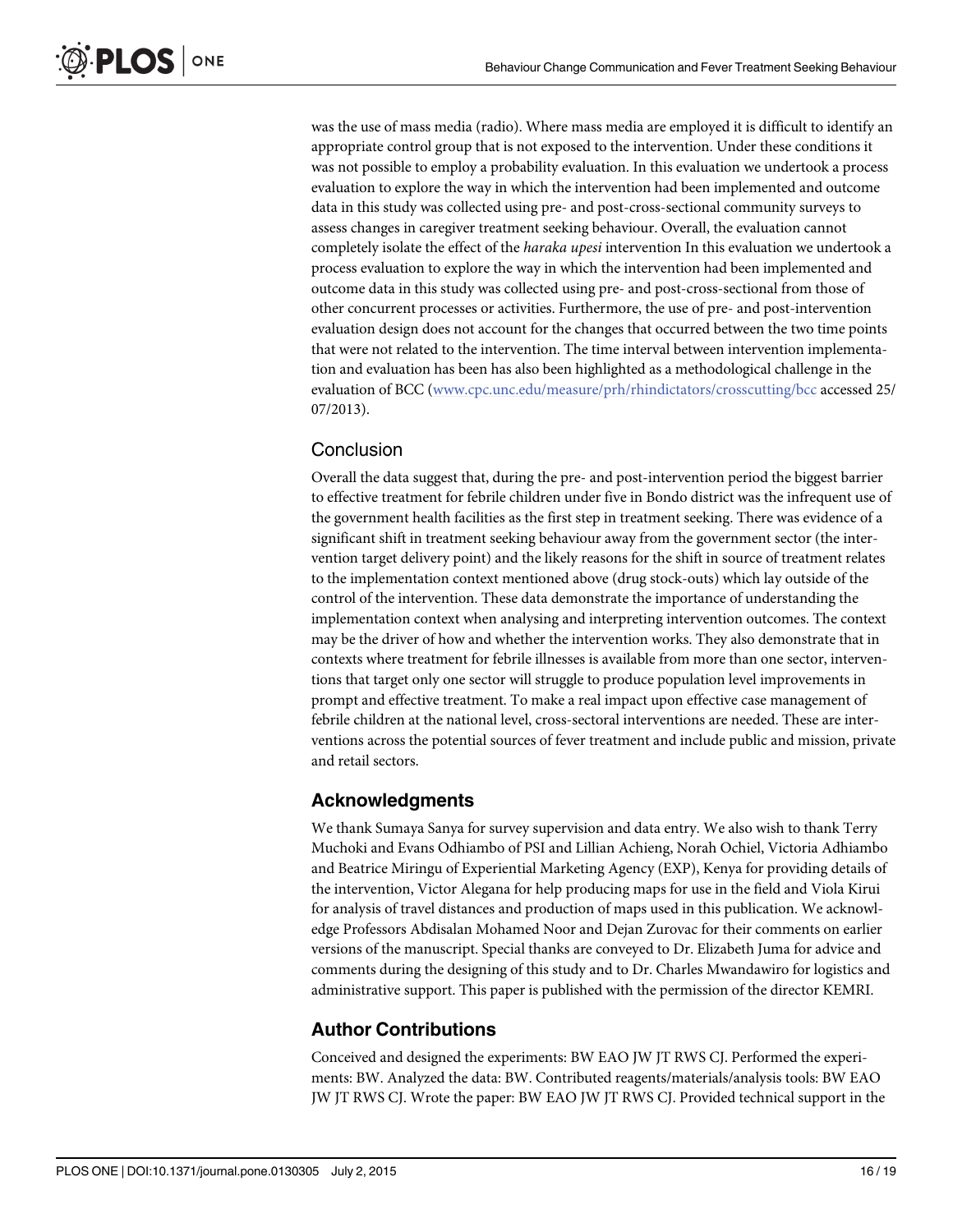was the use of mass media (radio). Where mass media are employed it is difficult to identify an appropriate control group that is not exposed to the intervention. Under these conditions it was not possible to employ a probability evaluation. In this evaluation we undertook a process evaluation to explore the way in which the intervention had been implemented and outcome data in this study was collected using pre- and post-cross-sectional community surveys to assess changes in caregiver treatment seeking behaviour. Overall, the evaluation cannot completely isolate the effect of the *haraka upesi* intervention In this evaluation we undertook a process evaluation to explore the way in which the intervention had been implemented and outcome data in this study was collected using pre- and post-cross-sectional from those of other concurrent processes or activities. Furthermore, the use of pre- and post-intervention evaluation design does not account for the changes that occurred between the two time points that were not related to the intervention. The time interval between intervention implementation and evaluation has been has also been highlighted as a methodological challenge in the evaluation of BCC (www.cpc.unc.edu/measure/prh/rhindictators/crosscutting/bcc accessed 25/07/2013).

## Conclusion

Overall the data suggest that, during the pre- and post-intervention period the biggest barrier to effective treatment for febrile children under five in Bondo district was the infrequent use of the government health facilities as the first step in treatment seeking. There was evidence of a significant shift in treatment seeking behaviour away from the government sector (the intervention target delivery point) and the likely reasons for the shift in source of treatment relates to the implementation context mentioned above (drug stock-outs) which lay outside of the control of the intervention. These data demonstrate the importance of understanding the implementation context when analysing and interpreting intervention outcomes. The context may be the driver of how and whether the intervention works. They also demonstrate that in contexts where treatment for febrile illnesses is available from more than one sector, interventions that target only one sector will struggle to produce population level improvements in prompt and effective treatment. To make a real impact upon effective case management of febrile children at the national level, cross-sectoral interventions are needed. These are interventions across the potential sources of fever treatment and include public and mission, private and retail sectors.

## Acknowledgments

We thank Sumaya Sanya for survey supervision and data entry. We also wish to thank Terry Muchoki and Evans Odhiambo of PSI and Lillian Achieng, Norah Ochiel, Victoria Adhiambo and Beatrice Miringu of Experiential Marketing Agency (EXP), Kenya for providing details of the intervention, Victor Alegana for help producing maps for use in the field and Viola Kirui for analysis of travel distances and production of maps used in this publication. We acknowledge Professors Abdisalan Mohamed Noor and Dejan Zurovac for their comments on earlier versions of the manuscript. Special thanks are conveyed to Dr. Elizabeth Juma for advice and comments during the designing of this study and to Dr. Charles Mwandawiro for logistics and administrative support. This paper is published with the permission of the director KEMRI.

## Author Contributions

Conceived and designed the experiments: BW EAO JW JT RWS CJ. Performed the experiments: BW. Analyzed the data: BW. Contributed reagents/materials/analysis tools: BW EAO JW JT RWS CJ. Wrote the paper: BW EAO JW JT RWS CJ. Provided technical support in the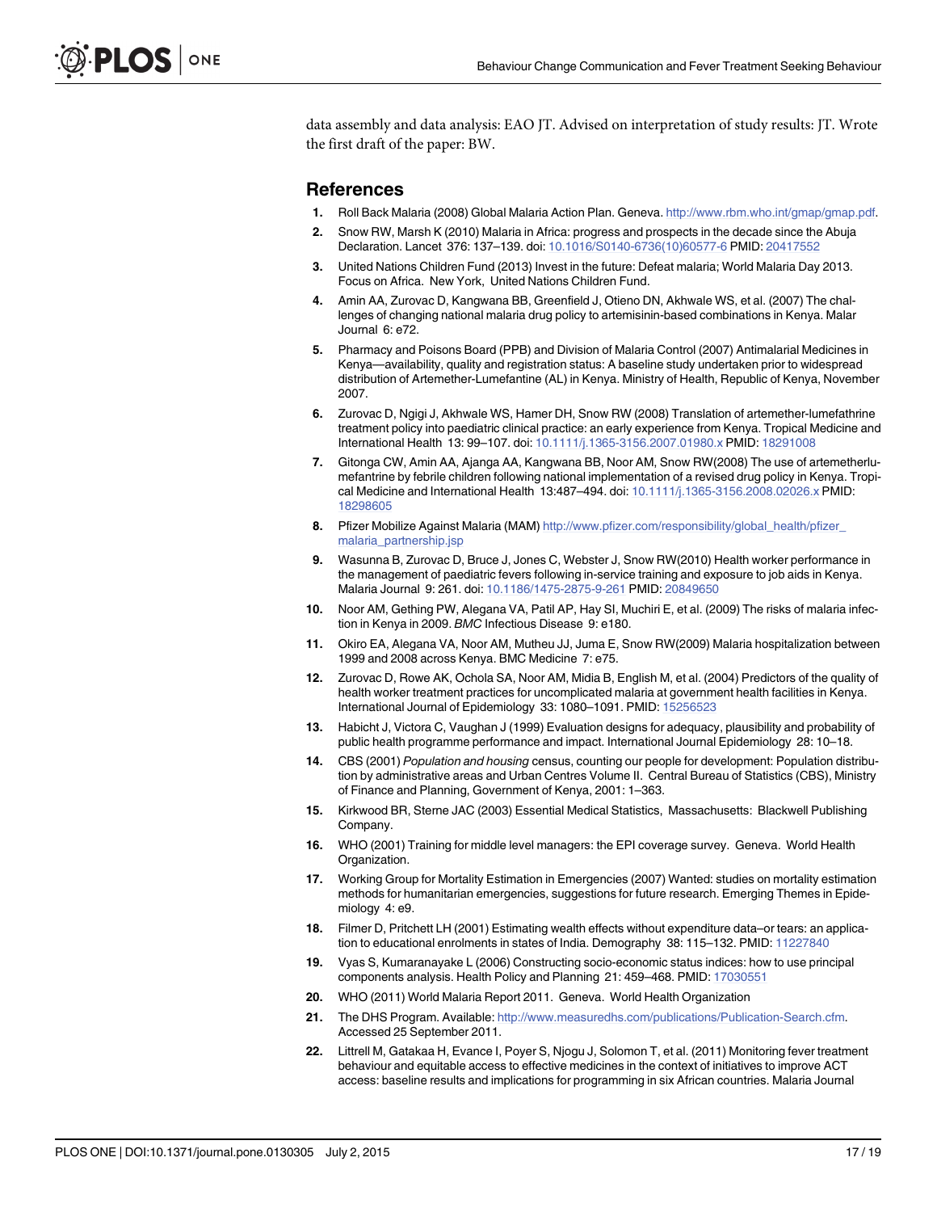data assembly and data analysis: EAO JT. Advised on interpretation of study results: JT. Wrote the first draft of the paper: BW.

## References

1. Roll Back Malaria (2008) Global Malaria Action Plan. Geneva. http://www.rbm.who.int/gmap/gmap.pdf.
2. Snow RW, Marsh K (2010) Malaria in Africa: progress and prospects in the decade since the Abuja Declaration. Lancet 376: 137–139. doi: 10.1016/S0140-6736(10)60577-6 PMID: 20417552
3. United Nations Children Fund (2013) Invest in the future: Defeat malaria; World Malaria Day 2013. Focus on Africa. New York, United Nations Children Fund.
4. Amin AA, Zurovac D, Kangwana BB, Greenfield J, Otieno DN, Akhwale WS, et al. (2007) The challenges of changing national malaria drug policy to artemisinin-based combinations in Kenya. Malar Journal 6: e72.
5. Pharmacy and Poisons Board (PPB) and Division of Malaria Control (2007) Antimalarial Medicines in Kenya—availability, quality and registration status: A baseline study undertaken prior to widespread distribution of Artemether-Lumefantine (AL) in Kenya. Ministry of Health, Republic of Kenya, November 2007.
6. Zurovac D, Ngigi J, Akhwale WS, Hamer DH, Snow RW (2008) Translation of artemether-lumefathrine treatment policy into paediatric clinical practice: an early experience from Kenya. Tropical Medicine and International Health 13: 99–107. doi: 10.1111/j.1365-3156.2007.01980.x PMID: 18291008
7. Gitonga CW, Amin AA, Ajanga AA, Kangwana BB, Noor AM, Snow RW(2008) The use of artemetherlumefantrine by febrile children following national implementation of a revised drug policy in Kenya. Tropical Medicine and International Health 13:487–494. doi: 10.1111/j.1365-3156.2008.02026.x PMID: 18298605
8. Pfizer Mobilize Against Malaria (MAM) http://www.pfizer.com/responsibility/global_health/pfizer_malaria_partnership.jsp
9. Wasunna B, Zurovac D, Bruce J, Jones C, Webster J, Snow RW(2010) Health worker performance in the management of paediatric fevers following in-service training and exposure to job aids in Kenya. Malaria Journal 9: 261. doi: 10.1186/1475-2875-9-261 PMID: 20849650
10. Noor AM, Gething PW, Alegana VA, Patil AP, Hay SI, Muchiri E, et al. (2009) The risks of malaria infection in Kenya in 2009. *BMC* Infectious Disease 9: e180.
11. Okiro EA, Alegana VA, Noor AM, Mutheu JJ, Juma E, Snow RW(2009) Malaria hospitalization between 1999 and 2008 across Kenya. BMC Medicine 7: e75.
12. Zurovac D, Rowe AK, Ochola SA, Noor AM, Midia B, English M, et al. (2004) Predictors of the quality of health worker treatment practices for uncomplicated malaria at government health facilities in Kenya. International Journal of Epidemiology 33: 1080–1091. PMID: 15256523
13. Habicht J, Victora C, Vaughan J (1999) Evaluation designs for adequacy, plausibility and probability of public health programme performance and impact. International Journal Epidemiology 28: 10–18.
14. CBS (2001) *Population and housing* census, counting our people for development: Population distribution by administrative areas and Urban Centres Volume II. Central Bureau of Statistics (CBS), Ministry of Finance and Planning, Government of Kenya, 2001: 1–363.
15. Kirkwood BR, Sterne JAC (2003) Essential Medical Statistics, Massachusetts: Blackwell Publishing Company.
16. WHO (2001) Training for middle level managers: the EPI coverage survey. Geneva. World Health Organization.
17. Working Group for Mortality Estimation in Emergencies (2007) Wanted: studies on mortality estimation methods for humanitarian emergencies, suggestions for future research. Emerging Themes in Epidemiology 4: e9.
18. Filmer D, Pritchett LH (2001) Estimating wealth effects without expenditure data–or tears: an application to educational enrolments in states of India. Demography 38: 115–132. PMID: 11227840
19. Vyas S, Kumaranayake L (2006) Constructing socio-economic status indices: how to use principal components analysis. Health Policy and Planning 21: 459–468. PMID: 17030551
20. WHO (2011) World Malaria Report 2011. Geneva. World Health Organization
21. The DHS Program. Available: http://www.measuredhs.com/publications/Publication-Search.cfm. Accessed 25 September 2011.
22. Littrell M, Gatakaa H, Evance I, Poyer S, Njogu J, Solomon T, et al. (2011) Monitoring fever treatment behaviour and equitable access to effective medicines in the context of initiatives to improve ACT access: baseline results and implications for programming in six African countries. Malaria Journal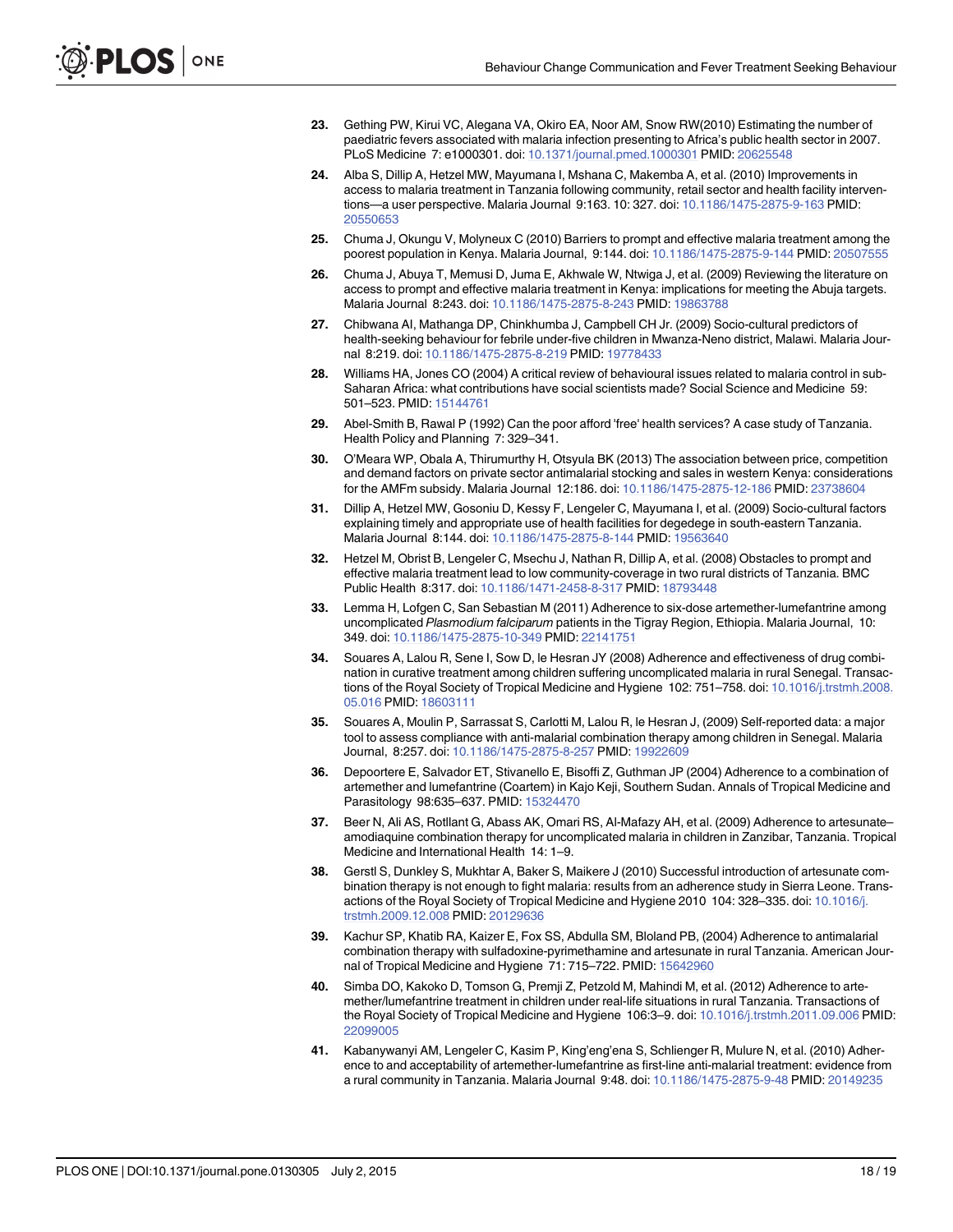23. Gething PW, Kirui VC, Alegana VA, Okiro EA, Noor AM, Snow RW(2010) Estimating the number of paediatric fevers associated with malaria infection presenting to Africa's public health sector in 2007. PLoS Medicine 7: e1000301. doi: 10.1371/journal.pmed.1000301 PMID: 20625548

24. Alba S, Dillip A, Hetzel MW, Mayumana I, Mshana C, Makemba A, et al. (2010) Improvements in access to malaria treatment in Tanzania following community, retail sector and health facility interventions—a user perspective. Malaria Journal 9:163. 10: 327. doi: 10.1186/1475-2875-9-163 PMID: 20550653

25. Chuma J, Okungu V, Molyneux C (2010) Barriers to prompt and effective malaria treatment among the poorest population in Kenya. Malaria Journal, 9:144. doi: 10.1186/1475-2875-9-144 PMID: 20507555

26. Chuma J, Abuya T, Memusi D, Juma E, Akhwale W, Ntwiga J, et al. (2009) Reviewing the literature on access to prompt and effective malaria treatment in Kenya: implications for meeting the Abuja targets. Malaria Journal 8:243. doi: 10.1186/1475-2875-8-243 PMID: 19863788

27. Chibwana AI, Mathanga DP, Chinkhumba J, Campbell CH Jr. (2009) Socio-cultural predictors of health-seeking behaviour for febrile under-five children in Mwanza-Neno district, Malawi. Malaria Journal 8:219. doi: 10.1186/1475-2875-8-219 PMID: 19778433

28. Williams HA, Jones CO (2004) A critical review of behavioural issues related to malaria control in sub-Saharan Africa: what contributions have social scientists made? Social Science and Medicine 59: 501–523. PMID: 15144761

29. Abel-Smith B, Rawal P (1992) Can the poor afford 'free' health services? A case study of Tanzania. Health Policy and Planning 7: 329–341.

30. O'Meara WP, Obala A, Thirumurthy H, Otsyula BK (2013) The association between price, competition and demand factors on private sector antimalarial stocking and sales in western Kenya: considerations for the AMFm subsidy. Malaria Journal 12:186. doi: 10.1186/1475-2875-12-186 PMID: 23738604

31. Dillip A, Hetzel MW, Gosoniu D, Kessy F, Lengeler C, Mayumana I, et al. (2009) Socio-cultural factors explaining timely and appropriate use of health facilities for degedege in south-eastern Tanzania. Malaria Journal 8:144. doi: 10.1186/1475-2875-8-144 PMID: 19563640

32. Hetzel M, Obrist B, Lengeler C, Msechu J, Nathan R, Dillip A, et al. (2008) Obstacles to prompt and effective malaria treatment lead to low community-coverage in two rural districts of Tanzania. BMC Public Health 8:317. doi: 10.1186/1471-2458-8-317 PMID: 18793448

33. Lemma H, Lofgen C, San Sebastian M (2011) Adherence to six-dose artemether-lumefantrine among uncomplicated *Plasmodium falciparum* patients in the Tigray Region, Ethiopia. Malaria Journal, 10: 349. doi: 10.1186/1475-2875-10-349 PMID: 22141751

34. Souares A, Lalou R, Sene I, Sow D, le Hesran JY (2008) Adherence and effectiveness of drug combination in curative treatment among children suffering uncomplicated malaria in rural Senegal. Transactions of the Royal Society of Tropical Medicine and Hygiene 102: 751–758. doi: 10.1016/j.trstmh.2008.05.016 PMID: 18603111

35. Souares A, Moulin P, Sarrassat S, Carlotti M, Lalou R, le Hesran J, (2009) Self-reported data: a major tool to assess compliance with anti-malarial combination therapy among children in Senegal. Malaria Journal, 8:257. doi: 10.1186/1475-2875-8-257 PMID: 19922609

36. Depoortere E, Salvador ET, Stivanello E, Bisoffi Z, Guthman JP (2004) Adherence to a combination of artemether and lumefantrine (Coartem) in Kajo Keji, Southern Sudan. Annals of Tropical Medicine and Parasitology 98:635–637. PMID: 15324470

37. Beer N, Ali AS, Rotllant G, Abass AK, Omari RS, Al-Mafazy AH, et al. (2009) Adherence to artesunate–amodiaquine combination therapy for uncomplicated malaria in children in Zanzibar, Tanzania. Tropical Medicine and International Health 14: 1–9.

38. Gerstl S, Dunkley S, Mukhtar A, Baker S, Maikere J (2010) Successful introduction of artesunate combination therapy is not enough to fight malaria: results from an adherence study in Sierra Leone. Transactions of the Royal Society of Tropical Medicine and Hygiene 2010 104: 328–335. doi: 10.1016/j.trstmh.2009.12.008 PMID: 20129636

39. Kachur SP, Khatib RA, Kaizer E, Fox SS, Abdulla SM, Bloland PB, (2004) Adherence to antimalarial combination therapy with sulfadoxine-pyrimethamine and artesunate in rural Tanzania. American Journal of Tropical Medicine and Hygiene 71: 715–722. PMID: 15642960

40. Simba DO, Kakoko D, Tomson G, Premji Z, Petzold M, Mahindi M, et al. (2012) Adherence to artemether/lumefantrine treatment in children under real-life situations in rural Tanzania. Transactions of the Royal Society of Tropical Medicine and Hygiene 106:3–9. doi: 10.1016/j.trstmh.2011.09.006 PMID: 22099005

41. Kabanywanyi AM, Lengeler C, Kasim P, King'eng'ena S, Schlienger R, Mulure N, et al. (2010) Adherence to and acceptability of artemether-lumefantrine as first-line anti-malarial treatment: evidence from a rural community in Tanzania. Malaria Journal 9:48. doi: 10.1186/1475-2875-9-48 PMID: 20149235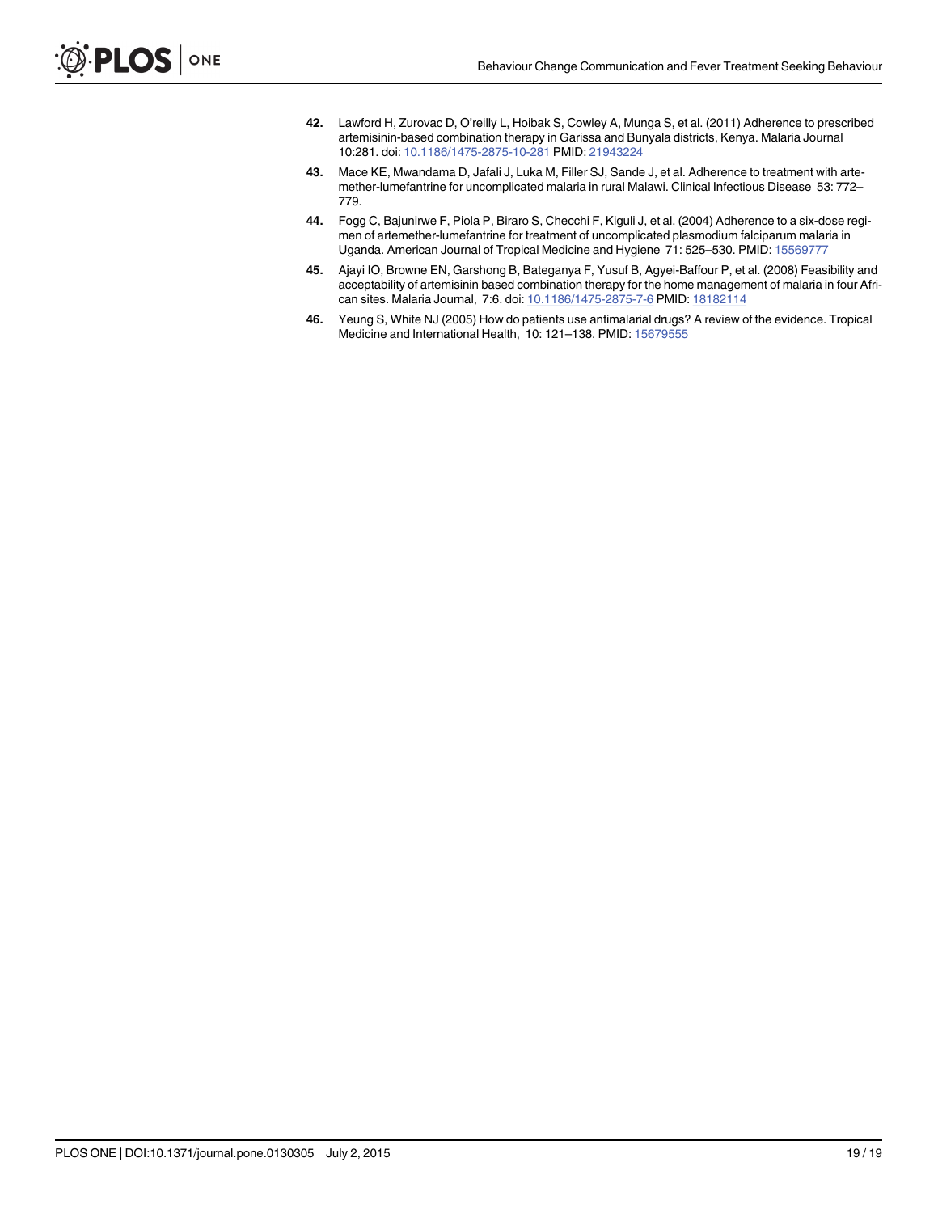42. Lawford H, Zurovac D, O'reilly L, Hoibak S, Cowley A, Munga S, et al. (2011) Adherence to prescribed artemisinin-based combination therapy in Garissa and Bunyala districts, Kenya. Malaria Journal 10:281. doi: 10.1186/1475-2875-10-281 PMID: 21943224

43. Mace KE, Mwandama D, Jafali J, Luka M, Filler SJ, Sande J, et al. Adherence to treatment with artemether-lumefantrine for uncomplicated malaria in rural Malawi. Clinical Infectious Disease 53: 772–779.

44. Fogg C, Bajunirwe F, Piola P, Biraro S, Checchi F, Kiguli J, et al. (2004) Adherence to a six-dose regimen of artemether-lumefantrine for treatment of uncomplicated plasmodium falciparum malaria in Uganda. American Journal of Tropical Medicine and Hygiene 71: 525–530. PMID: 15569777

45. Ajayi IO, Browne EN, Garshong B, Bateganya F, Yusuf B, Agyei-Baffour P, et al. (2008) Feasibility and acceptability of artemisinin based combination therapy for the home management of malaria in four African sites. Malaria Journal, 7:6. doi: 10.1186/1475-2875-7-6 PMID: 18182114

46. Yeung S, White NJ (2005) How do patients use antimalarial drugs? A review of the evidence. Tropical Medicine and International Health, 10: 121–138. PMID: 15679555